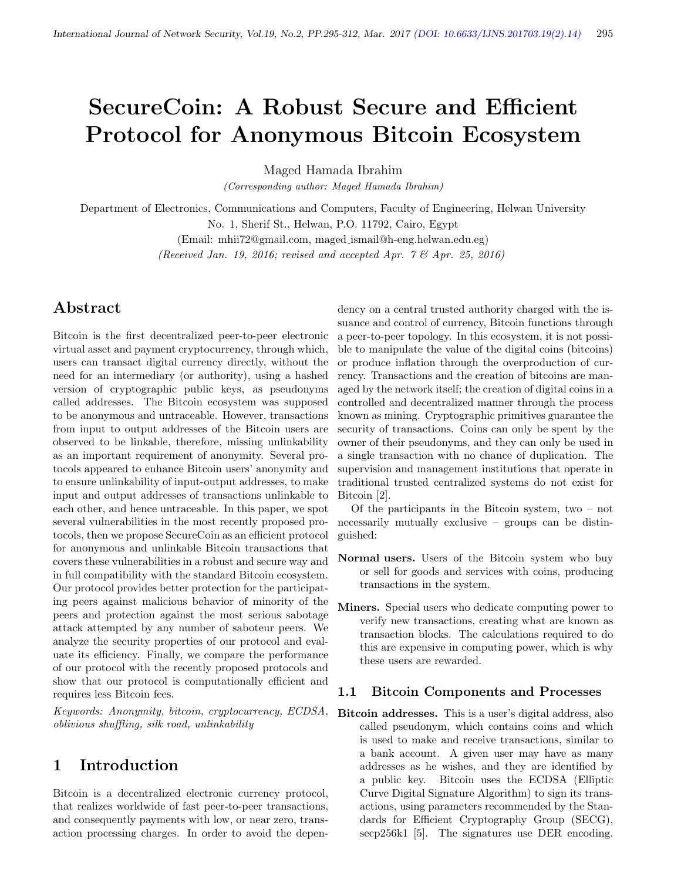# SecureCoin: A Robust Secure and Efficient Protocol for Anonymous Bitcoin Ecosystem

Maged Hamada Ibrahim

*(Corresponding author: Maged Hamada Ibrahim)*

Department of Electronics, Communications and Computers, Faculty of Engineering, Helwan University

No. 1, Sherif St., Helwan, P.O. 11792, Cairo, Egypt

(Email: mhii72@gmail.com, maged_ismail@h-eng.helwan.edu.eg)

*(Received Jan. 19, 2016; revised and accepted Apr. 7 & Apr. 25, 2016)*

## Abstract

Bitcoin is the first decentralized peer-to-peer electronic virtual asset and payment cryptocurrency, through which, users can transact digital currency directly, without the need for an intermediary (or authority), using a hashed version of cryptographic public keys, as pseudonyms called addresses. The Bitcoin ecosystem was supposed to be anonymous and untraceable. However, transactions from input to output addresses of the Bitcoin users are observed to be linkable, therefore, missing unlinkability as an important requirement of anonymity. Several protocols appeared to enhance Bitcoin users' anonymity and to ensure unlinkability of input-output addresses, to make input and output addresses of transactions unlinkable to each other, and hence untraceable. In this paper, we spot several vulnerabilities in the most recently proposed protocols, then we propose SecureCoin as an efficient protocol for anonymous and unlinkable Bitcoin transactions that covers these vulnerabilities in a robust and secure way and in full compatibility with the standard Bitcoin ecosystem. Our protocol provides better protection for the participating peers against malicious behavior of minority of the peers and protection against the most serious sabotage attack attempted by any number of saboteur peers. We analyze the security properties of our protocol and evaluate its efficiency. Finally, we compare the performance of our protocol with the recently proposed protocols and show that our protocol is computationally efficient and requires less Bitcoin fees.

*Keywords: Anonymity, bitcoin, cryptocurrency, ECDSA, oblivious shuffling, silk road, unlinkability*

## 1 Introduction

Bitcoin is a decentralized electronic currency protocol, that realizes worldwide of fast peer-to-peer transactions, and consequently payments with low, or near zero, transaction processing charges. In order to avoid the dependency on a central trusted authority charged with the issuance and control of currency, Bitcoin functions through a peer-to-peer topology. In this ecosystem, it is not possible to manipulate the value of the digital coins (bitcoins) or produce inflation through the overproduction of currency. Transactions and the creation of bitcoins are managed by the network itself; the creation of digital coins in a controlled and decentralized manner through the process known as mining. Cryptographic primitives guarantee the security of transactions. Coins can only be spent by the owner of their pseudonyms, and they can only be used in a single transaction with no chance of duplication. The supervision and management institutions that operate in traditional trusted centralized systems do not exist for Bitcoin [2].

Of the participants in the Bitcoin system, two – not necessarily mutually exclusive – groups can be distinguished:

**Normal users.** Users of the Bitcoin system who buy or sell for goods and services with coins, producing transactions in the system.

**Miners.** Special users who dedicate computing power to verify new transactions, creating what are known as transaction blocks. The calculations required to do this are expensive in computing power, which is why these users are rewarded.

### 1.1 Bitcoin Components and Processes

**Bitcoin addresses.** This is a user's digital address, also called pseudonym, which contains coins and which is used to make and receive transactions, similar to a bank account. A given user may have as many addresses as he wishes, and they are identified by a public key. Bitcoin uses the ECDSA (Elliptic Curve Digital Signature Algorithm) to sign its transactions, using parameters recommended by the Standards for Efficient Cryptography Group (SECG), secp256k1 [5]. The signatures use DER encoding.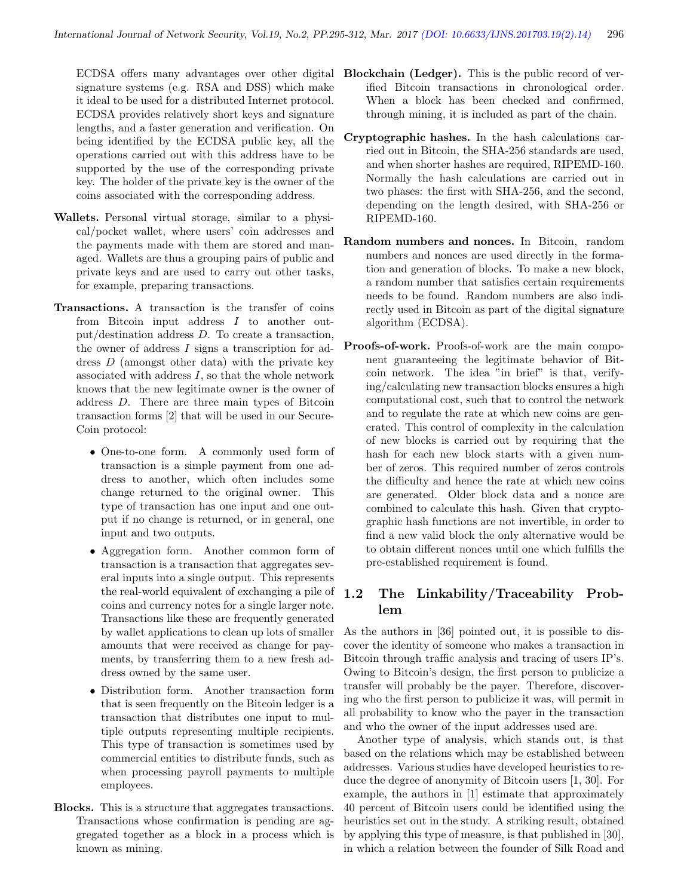ECDSA offers many advantages over other digital signature systems (e.g. RSA and DSS) which make it ideal to be used for a distributed Internet protocol. ECDSA provides relatively short keys and signature lengths, and a faster generation and verification. On being identified by the ECDSA public key, all the operations carried out with this address have to be supported by the use of the corresponding private key. The holder of the private key is the owner of the coins associated with the corresponding address.

**Wallets.** Personal virtual storage, similar to a physical/pocket wallet, where users' coin addresses and the payments made with them are stored and managed. Wallets are thus a grouping pairs of public and private keys and are used to carry out other tasks, for example, preparing transactions.

**Transactions.** A transaction is the transfer of coins from Bitcoin input address $I$ to another output/destination address $D$. To create a transaction, the owner of address $I$ signs a transcription for address $D$ (amongst other data) with the private key associated with address $I$, so that the whole network knows that the new legitimate owner is the owner of address $D$. There are three main types of Bitcoin transaction forms [2] that will be used in our Secure-Coin protocol:

- One-to-one form. A commonly used form of transaction is a simple payment from one address to another, which often includes some change returned to the original owner. This type of transaction has one input and one output if no change is returned, or in general, one input and two outputs.
- Aggregation form. Another common form of transaction is a transaction that aggregates several inputs into a single output. This represents the real-world equivalent of exchanging a pile of coins and currency notes for a single larger note. Transactions like these are frequently generated by wallet applications to clean up lots of smaller amounts that were received as change for payments, by transferring them to a new fresh address owned by the same user.
- Distribution form. Another transaction form that is seen frequently on the Bitcoin ledger is a transaction that distributes one input to multiple outputs representing multiple recipients. This type of transaction is sometimes used by commercial entities to distribute funds, such as when processing payroll payments to multiple employees.

**Blocks.** This is a structure that aggregates transactions. Transactions whose confirmation is pending are aggregated together as a block in a process which is known as mining.

**Blockchain (Ledger).** This is the public record of verified Bitcoin transactions in chronological order. When a block has been checked and confirmed, through mining, it is included as part of the chain.

**Cryptographic hashes.** In the hash calculations carried out in Bitcoin, the SHA-256 standards are used, and when shorter hashes are required, RIPEMD-160. Normally the hash calculations are carried out in two phases: the first with SHA-256, and the second, depending on the length desired, with SHA-256 or RIPEMD-160.

**Random numbers and nonces.** In Bitcoin, random numbers and nonces are used directly in the formation and generation of blocks. To make a new block, a random number that satisfies certain requirements needs to be found. Random numbers are also indirectly used in Bitcoin as part of the digital signature algorithm (ECDSA).

**Proofs-of-work.** Proofs-of-work are the main component guaranteeing the legitimate behavior of Bitcoin network. The idea "in brief" is that, verifying/calculating new transaction blocks ensures a high computational cost, such that to control the network and to regulate the rate at which new coins are generated. This control of complexity in the calculation of new blocks is carried out by requiring that the hash for each new block starts with a given number of zeros. This required number of zeros controls the difficulty and hence the rate at which new coins are generated. Older block data and a nonce are combined to calculate this hash. Given that cryptographic hash functions are not invertible, in order to find a new valid block the only alternative would be to obtain different nonces until one which fulfills the pre-established requirement is found.

## 1.2 The Linkability/Traceability Problem

As the authors in [36] pointed out, it is possible to discover the identity of someone who makes a transaction in Bitcoin through traffic analysis and tracing of users IP's. Owing to Bitcoin's design, the first person to publicize a transfer will probably be the payer. Therefore, discovering who the first person to publicize it was, will permit in all probability to know who the payer in the transaction and who the owner of the input addresses used are.

Another type of analysis, which stands out, is that based on the relations which may be established between addresses. Various studies have developed heuristics to reduce the degree of anonymity of Bitcoin users [1, 30]. For example, the authors in [1] estimate that approximately 40 percent of Bitcoin users could be identified using the heuristics set out in the study. A striking result, obtained by applying this type of measure, is that published in [30], in which a relation between the founder of Silk Road and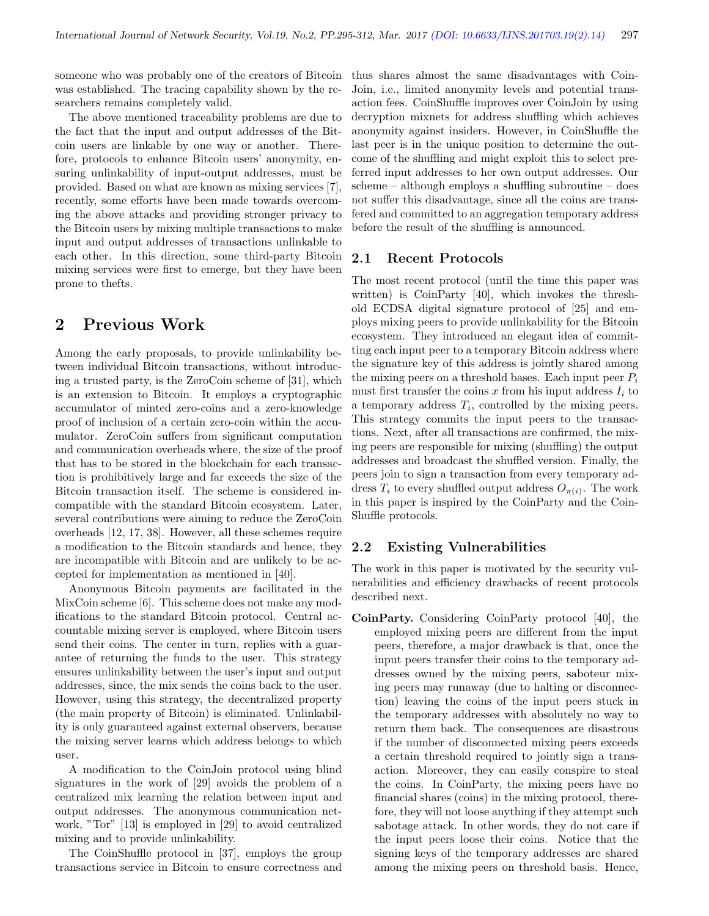someone who was probably one of the creators of Bitcoin was established. The tracing capability shown by the researchers remains completely valid.

The above mentioned traceability problems are due to the fact that the input and output addresses of the Bitcoin users are linkable by one way or another. Therefore, protocols to enhance Bitcoin users' anonymity, ensuring unlinkability of input-output addresses, must be provided. Based on what are known as mixing services [7], recently, some efforts have been made towards overcoming the above attacks and providing stronger privacy to the Bitcoin users by mixing multiple transactions to make input and output addresses of transactions unlinkable to each other. In this direction, some third-party Bitcoin mixing services were first to emerge, but they have been prone to thefts.

# 2 Previous Work

Among the early proposals, to provide unlinkability between individual Bitcoin transactions, without introducing a trusted party, is the ZeroCoin scheme of [31], which is an extension to Bitcoin. It employs a cryptographic accumulator of minted zero-coins and a zero-knowledge proof of inclusion of a certain zero-coin within the accumulator. ZeroCoin suffers from significant computation and communication overheads where, the size of the proof that has to be stored in the blockchain for each transaction is prohibitively large and far exceeds the size of the Bitcoin transaction itself. The scheme is considered incompatible with the standard Bitcoin ecosystem. Later, several contributions were aiming to reduce the ZeroCoin overheads [12, 17, 38]. However, all these schemes require a modification to the Bitcoin standards and hence, they are incompatible with Bitcoin and are unlikely to be accepted for implementation as mentioned in [40].

Anonymous Bitcoin payments are facilitated in the MixCoin scheme [6]. This scheme does not make any modifications to the standard Bitcoin protocol. Central accountable mixing server is employed, where Bitcoin users send their coins. The center in turn, replies with a guarantee of returning the funds to the user. This strategy ensures unlinkability between the user's input and output addresses, since, the mix sends the coins back to the user. However, using this strategy, the decentralized property (the main property of Bitcoin) is eliminated. Unlinkability is only guaranteed against external observers, because the mixing server learns which address belongs to which user.

A modification to the CoinJoin protocol using blind signatures in the work of [29] avoids the problem of a centralized mix learning the relation between input and output addresses. The anonymous communication network, "Tor" [13] is employed in [29] to avoid centralized mixing and to provide unlinkability.

The CoinShuffle protocol in [37], employs the group transactions service in Bitcoin to ensure correctness and thus shares almost the same disadvantages with CoinJoin, i.e., limited anonymity levels and potential transaction fees. CoinShuffle improves over CoinJoin by using decryption mixnets for address shuffling which achieves anonymity against insiders. However, in CoinShuffle the last peer is in the unique position to determine the outcome of the shuffling and might exploit this to select preferred input addresses to her own output addresses. Our scheme – although employs a shuffling subroutine – does not suffer this disadvantage, since all the coins are transfered and committed to an aggregation temporary address before the result of the shuffling is announced.

## 2.1 Recent Protocols

The most recent protocol (until the time this paper was written) is CoinParty [40], which invokes the threshold ECDSA digital signature protocol of [25] and employs mixing peers to provide unlinkability for the Bitcoin ecosystem. They introduced an elegant idea of committing each input peer to a temporary Bitcoin address where the signature key of this address is jointly shared among the mixing peers on a threshold bases. Each input peer $P_i$ must first transfer the coins $x$ from his input address $I_i$ to a temporary address $T_i$, controlled by the mixing peers. This strategy commits the input peers to the transactions. Next, after all transactions are confirmed, the mixing peers are responsible for mixing (shuffling) the output addresses and broadcast the shuffled version. Finally, the peers join to sign a transaction from every temporary address $T_i$ to every shuffled output address $O_{\pi(i)}$. The work in this paper is inspired by the CoinParty and the CoinShuffle protocols.

## 2.2 Existing Vulnerabilities

The work in this paper is motivated by the security vulnerabilities and efficiency drawbacks of recent protocols described next.

**CoinParty.** Considering CoinParty protocol [40], the employed mixing peers are different from the input peers, therefore, a major drawback is that, once the input peers transfer their coins to the temporary addresses owned by the mixing peers, saboteur mixing peers may runaway (due to halting or disconnection) leaving the coins of the input peers stuck in the temporary addresses with absolutely no way to return them back. The consequences are disastrous if the number of disconnected mixing peers exceeds a certain threshold required to jointly sign a transaction. Moreover, they can easily conspire to steal the coins. In CoinParty, the mixing peers have no financial shares (coins) in the mixing protocol, therefore, they will not loose anything if they attempt such sabotage attack. In other words, they do not care if the input peers loose their coins. Notice that the signing keys of the temporary addresses are shared among the mixing peers on threshold basis. Hence,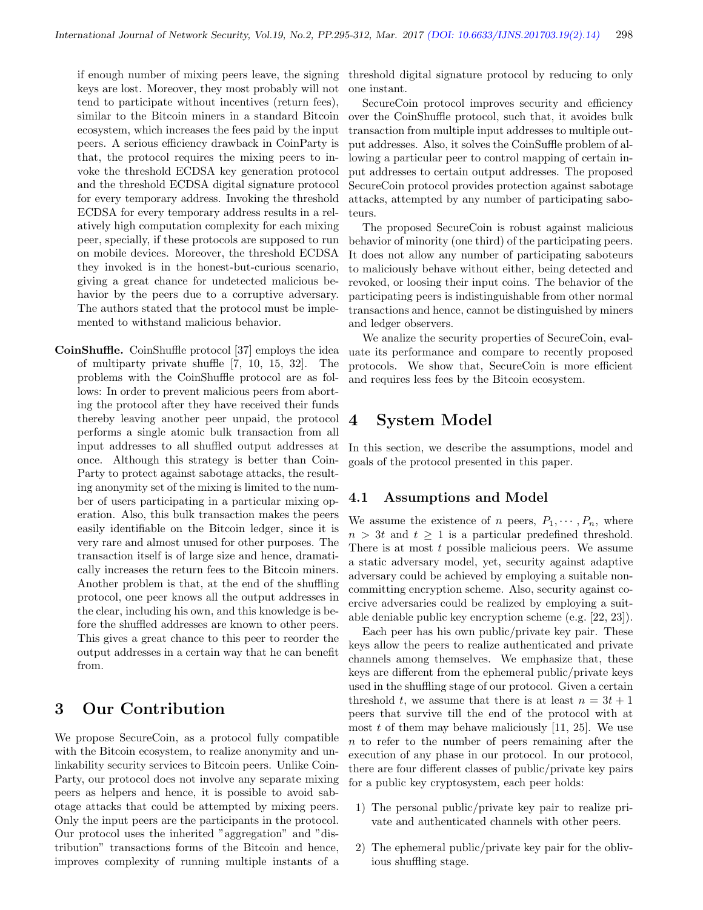if enough number of mixing peers leave, the signing keys are lost. Moreover, they most probably will not tend to participate without incentives (return fees), similar to the Bitcoin miners in a standard Bitcoin ecosystem, which increases the fees paid by the input peers. A serious efficiency drawback in CoinParty is that, the protocol requires the mixing peers to invoke the threshold ECDSA key generation protocol and the threshold ECDSA digital signature protocol for every temporary address. Invoking the threshold ECDSA for every temporary address results in a relatively high computation complexity for each mixing peer, specially, if these protocols are supposed to run on mobile devices. Moreover, the threshold ECDSA they invoked is in the honest-but-curious scenario, giving a great chance for undetected malicious behavior by the peers due to a corruptive adversary. The authors stated that the protocol must be implemented to withstand malicious behavior.

**CoinShuffle.** CoinShuffle protocol [37] employs the idea of multiparty private shuffle [7, 10, 15, 32]. The problems with the CoinShuffle protocol are as follows: In order to prevent malicious peers from aborting the protocol after they have received their funds thereby leaving another peer unpaid, the protocol performs a single atomic bulk transaction from all input addresses to all shuffled output addresses at once. Although this strategy is better than CoinParty to protect against sabotage attacks, the resulting anonymity set of the mixing is limited to the number of users participating in a particular mixing operation. Also, this bulk transaction makes the peers easily identifiable on the Bitcoin ledger, since it is very rare and almost unused for other purposes. The transaction itself is of large size and hence, dramatically increases the return fees to the Bitcoin miners. Another problem is that, at the end of the shuffling protocol, one peer knows all the output addresses in the clear, including his own, and this knowledge is before the shuffled addresses are known to other peers. This gives a great chance to this peer to reorder the output addresses in a certain way that he can benefit from.

## 3 Our Contribution

We propose SecureCoin, as a protocol fully compatible with the Bitcoin ecosystem, to realize anonymity and unlinkability security services to Bitcoin peers. Unlike CoinParty, our protocol does not involve any separate mixing peers as helpers and hence, it is possible to avoid sabotage attacks that could be attempted by mixing peers. Only the input peers are the participants in the protocol. Our protocol uses the inherited "aggregation" and "distribution" transactions forms of the Bitcoin and hence, improves complexity of running multiple instants of a threshold digital signature protocol by reducing to only one instant.

SecureCoin protocol improves security and efficiency over the CoinShuffle protocol, such that, it avoides bulk transaction from multiple input addresses to multiple output addresses. Also, it solves the CoinSuffle problem of allowing a particular peer to control mapping of certain input addresses to certain output addresses. The proposed SecureCoin protocol provides protection against sabotage attacks, attempted by any number of participating saboteurs.

The proposed SecureCoin is robust against malicious behavior of minority (one third) of the participating peers. It does not allow any number of participating saboteurs to maliciously behave without either, being detected and revoked, or loosing their input coins. The behavior of the participating peers is indistinguishable from other normal transactions and hence, cannot be distinguished by miners and ledger observers.

We analize the security properties of SecureCoin, evaluate its performance and compare to recently proposed protocols. We show that, SecureCoin is more efficient and requires less fees by the Bitcoin ecosystem.

## 4 System Model

In this section, we describe the assumptions, model and goals of the protocol presented in this paper.

### 4.1 Assumptions and Model

We assume the existence of $n$ peers, $P_1, \cdots, P_n$, where $n > 3t$ and $t \geq 1$ is a particular predefined threshold. There is at most $t$ possible malicious peers. We assume a static adversary model, yet, security against adaptive adversary could be achieved by employing a suitable non-committing encryption scheme. Also, security against coercive adversaries could be realized by employing a suitable deniable public key encryption scheme (e.g. [22, 23]).

Each peer has his own public/private key pair. These keys allow the peers to realize authenticated and private channels among themselves. We emphasize that, these keys are different from the ephemeral public/private keys used in the shuffling stage of our protocol. Given a certain threshold $t$, we assume that there is at least $n = 3t + 1$ peers that survive till the end of the protocol with at most $t$ of them may behave maliciously [11, 25]. We use $n$ to refer to the number of peers remaining after the execution of any phase in our protocol. In our protocol, there are four different classes of public/private key pairs for a public key cryptosystem, each peer holds:

1) The personal public/private key pair to realize private and authenticated channels with other peers.

2) The ephemeral public/private key pair for the oblivious shuffling stage.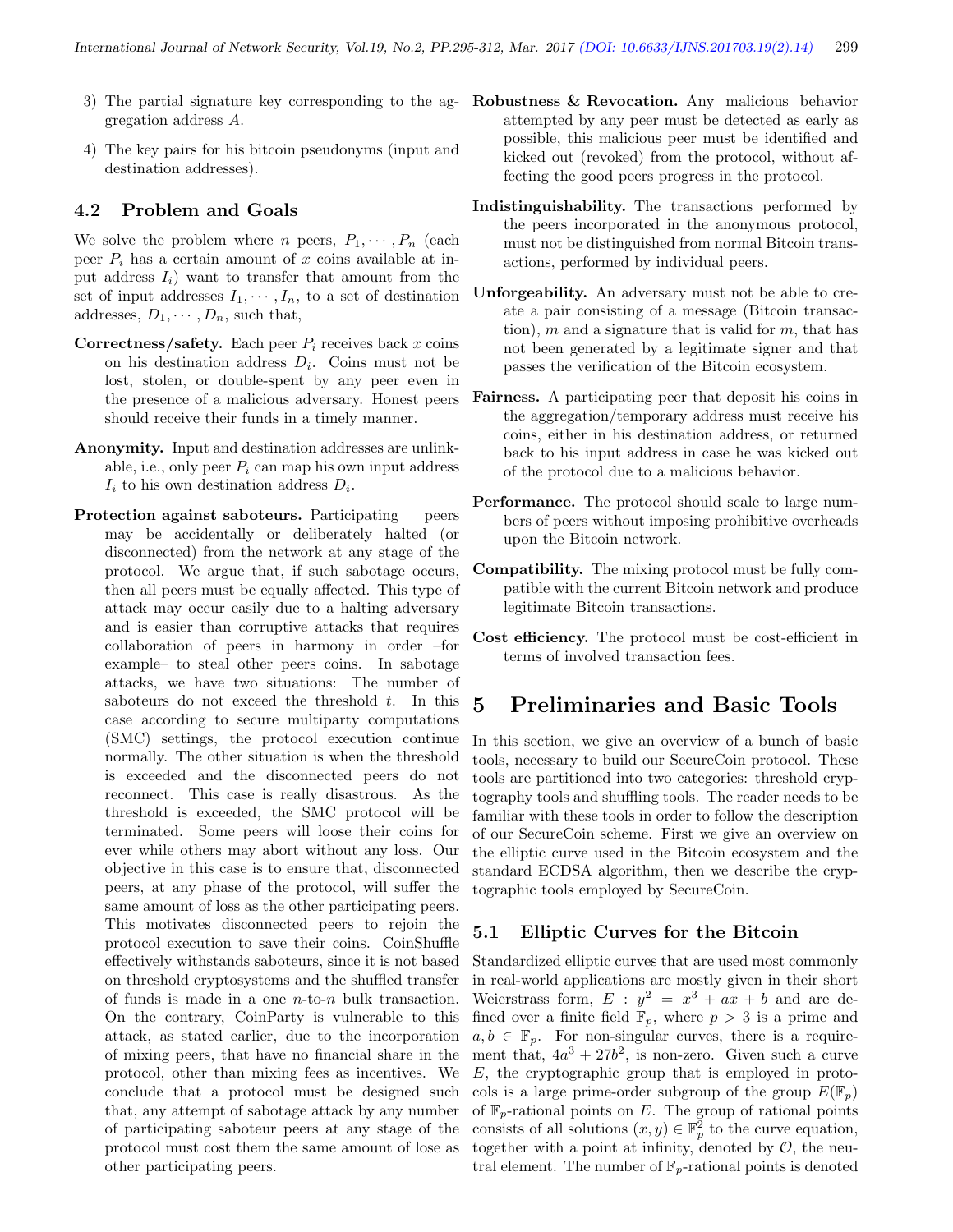3) The partial signature key corresponding to the aggregation address $A$.

4) The key pairs for his bitcoin pseudonyms (input and destination addresses).

### 4.2 Problem and Goals

We solve the problem where $n$ peers, $P_1, \cdots, P_n$ (each peer $P_i$ has a certain amount of $x$ coins available at input address $I_i$) want to transfer that amount from the set of input addresses $I_1, \cdots, I_n$, to a set of destination addresses, $D_1, \cdots, D_n$, such that,

**Correctness/safety.** Each peer $P_i$ receives back $x$ coins on his destination address $D_i$. Coins must not be lost, stolen, or double-spent by any peer even in the presence of a malicious adversary. Honest peers should receive their funds in a timely manner.

**Anonymity.** Input and destination addresses are unlinkable, i.e., only peer $P_i$ can map his own input address $I_i$ to his own destination address $D_i$.

**Protection against saboteurs.** Participating peers may be accidentally or deliberately halted (or disconnected) from the network at any stage of the protocol. We argue that, if such sabotage occurs, then all peers must be equally affected. This type of attack may occur easily due to a halting adversary and is easier than corruptive attacks that requires collaboration of peers in harmony in order –for example– to steal other peers coins. In sabotage attacks, we have two situations: The number of saboteurs do not exceed the threshold $t$. In this case according to secure multiparty computations (SMC) settings, the protocol execution continue normally. The other situation is when the threshold is exceeded and the disconnected peers do not reconnect. This case is really disastrous. As the threshold is exceeded, the SMC protocol will be terminated. Some peers will loose their coins for ever while others may abort without any loss. Our objective in this case is to ensure that, disconnected peers, at any phase of the protocol, will suffer the same amount of loss as the other participating peers. This motivates disconnected peers to rejoin the protocol execution to save their coins. CoinShuffle effectively withstands saboteurs, since it is not based on threshold cryptosystems and the shuffled transfer of funds is made in a one $n$-to-$n$ bulk transaction. On the contrary, CoinParty is vulnerable to this attack, as stated earlier, due to the incorporation of mixing peers, that have no financial share in the protocol, other than mixing fees as incentives. We conclude that a protocol must be designed such that, any attempt of sabotage attack by any number of participating saboteur peers at any stage of the protocol must cost them the same amount of lose as other participating peers.

**Robustness & Revocation.** Any malicious behavior attempted by any peer must be detected as early as possible, this malicious peer must be identified and kicked out (revoked) from the protocol, without affecting the good peers progress in the protocol.

**Indistinguishability.** The transactions performed by the peers incorporated in the anonymous protocol, must not be distinguished from normal Bitcoin transactions, performed by individual peers.

**Unforgeability.** An adversary must not be able to create a pair consisting of a message (Bitcoin transaction), $m$ and a signature that is valid for $m$, that has not been generated by a legitimate signer and that passes the verification of the Bitcoin ecosystem.

**Fairness.** A participating peer that deposit his coins in the aggregation/temporary address must receive his coins, either in his destination address, or returned back to his input address in case he was kicked out of the protocol due to a malicious behavior.

**Performance.** The protocol should scale to large numbers of peers without imposing prohibitive overheads upon the Bitcoin network.

**Compatibility.** The mixing protocol must be fully compatible with the current Bitcoin network and produce legitimate Bitcoin transactions.

**Cost efficiency.** The protocol must be cost-efficient in terms of involved transaction fees.

## 5 Preliminaries and Basic Tools

In this section, we give an overview of a bunch of basic tools, necessary to build our SecureCoin protocol. These tools are partitioned into two categories: threshold cryptography tools and shuffling tools. The reader needs to be familiar with these tools in order to follow the description of our SecureCoin scheme. First we give an overview on the elliptic curve used in the Bitcoin ecosystem and the standard ECDSA algorithm, then we describe the cryptographic tools employed by SecureCoin.

### 5.1 Elliptic Curves for the Bitcoin

Standardized elliptic curves that are used most commonly in real-world applications are mostly given in their short Weierstrass form, $E : y^2 = x^3 + ax + b$ and are defined over a finite field $\mathbb{F}_p$, where $p > 3$ is a prime and $a, b \in \mathbb{F}_p$. For non-singular curves, there is a requirement that, $4a^3 + 27b^2$, is non-zero. Given such a curve $E$, the cryptographic group that is employed in protocols is a large prime-order subgroup of the group $E(\mathbb{F}_p)$ of $\mathbb{F}_p$-rational points on $E$. The group of rational points consists of all solutions $(x, y) \in \mathbb{F}_p^2$ to the curve equation, together with a point at infinity, denoted by $\mathcal{O}$, the neutral element. The number of $\mathbb{F}_p$-rational points is denoted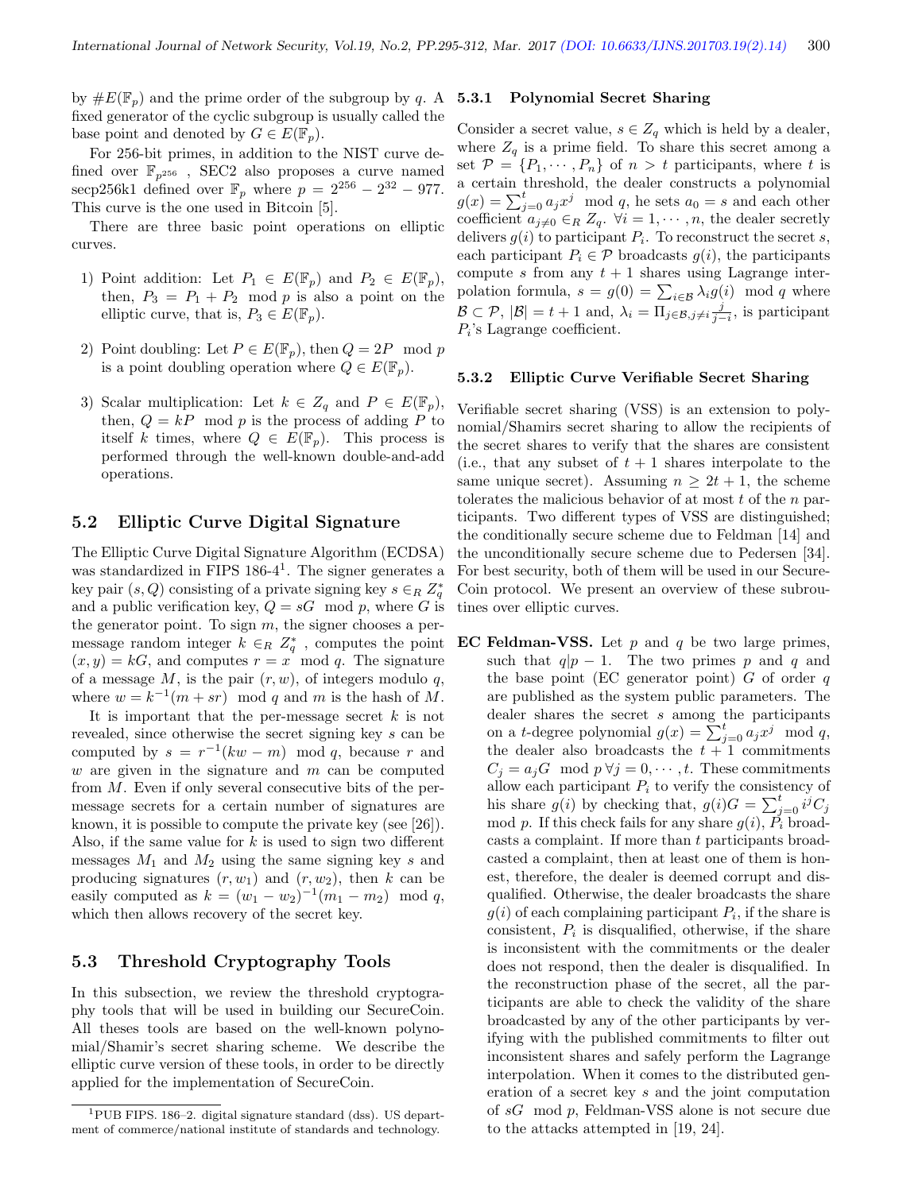by $\#E(\mathbb{F}_p)$ and the prime order of the subgroup by $q$. A fixed generator of the cyclic subgroup is usually called the base point and denoted by $G \in E(\mathbb{F}_p)$.

For 256-bit primes, in addition to the NIST curve defined over $\mathbb{F}_{p^{256}}$, SEC2 also proposes a curve named secp256k1 defined over $\mathbb{F}_p$ where $p = 2^{256} - 2^{32} - 977$. This curve is the one used in Bitcoin [5].

There are three basic point operations on elliptic curves.

1) Point addition: Let $P_1 \in E(\mathbb{F}_p)$ and $P_2 \in E(\mathbb{F}_p)$, then, $P_3 = P_1 + P_2 \mod p$ is also a point on the elliptic curve, that is, $P_3 \in E(\mathbb{F}_p)$.

2) Point doubling: Let $P \in E(\mathbb{F}_p)$, then $Q = 2P \mod p$ is a point doubling operation where $Q \in E(\mathbb{F}_p)$.

3) Scalar multiplication: Let $k \in Z_q$ and $P \in E(\mathbb{F}_p)$, then, $Q = kP \mod p$ is the process of adding $P$ to itself $k$ times, where $Q \in E(\mathbb{F}_p)$. This process is performed through the well-known double-and-add operations.

## 5.2 Elliptic Curve Digital Signature

The Elliptic Curve Digital Signature Algorithm (ECDSA) was standardized in FIPS 186-4[1]. The signer generates a key pair $(s, Q)$ consisting of a private signing key $s \in_R Z_q^*$ and a public verification key, $Q = sG \mod p$, where $G$ is the generator point. To sign $m$, the signer chooses a per-message random integer $k \in_R Z_q^*$, computes the point $(x, y) = kG$, and computes $r = x \mod q$. The signature of a message $M$, is the pair $(r, w)$, of integers modulo $q$, where $w = k^{-1}(m + sr) \mod q$ and $m$ is the hash of $M$.

It is important that the per-message secret $k$ is not revealed, since otherwise the secret signing key $s$ can be computed by $s = r^{-1}(kw - m) \mod q$, because $r$ and $w$ are given in the signature and $m$ can be computed from $M$. Even if only several consecutive bits of the per-message secrets for a certain number of signatures are known, it is possible to compute the private key (see [26]). Also, if the same value for $k$ is used to sign two different messages $M_1$ and $M_2$ using the same signing key $s$ and producing signatures $(r, w_1)$ and $(r, w_2)$, then $k$ can be easily computed as $k = (w_1 - w_2)^{-1}(m_1 - m_2) \mod q$, which then allows recovery of the secret key.

## 5.3 Threshold Cryptography Tools

In this subsection, we review the threshold cryptography tools that will be used in building our SecureCoin. All theses tools are based on the well-known polynomial/Shamir's secret sharing scheme. We describe the elliptic curve version of these tools, in order to be directly applied for the implementation of SecureCoin.

### 5.3.1 Polynomial Secret Sharing

Consider a secret value, $s \in Z_q$ which is held by a dealer, where $Z_q$ is a prime field. To share this secret among a set $\mathcal{P} = \{P_1, \cdots, P_n\}$ of $n > t$ participants, where $t$ is a certain threshold, the dealer constructs a polynomial $g(x) = \sum_{j=0}^{t} a_j x^j \mod q$, he sets $a_0 = s$ and each other coefficient $a_{j \neq 0} \in_R Z_q$. $\forall i = 1, \cdots, n$, the dealer secretly delivers $g(i)$ to participant $P_i$. To reconstruct the secret $s$, each participant $P_i \in \mathcal{P}$ broadcasts $g(i)$, the participants compute $s$ from any $t + 1$ shares using Lagrange interpolation formula, $s = g(0) = \sum_{i \in \mathcal{B}} \lambda_i g(i) \mod q$ where $\mathcal{B} \subset \mathcal{P}$, $|\mathcal{B}| = t + 1$ and, $\lambda_i = \Pi_{j \in \mathcal{B}, j \neq i} \frac{j}{j-i}$, is participant $P_i$'s Lagrange coefficient.

### 5.3.2 Elliptic Curve Verifiable Secret Sharing

Verifiable secret sharing (VSS) is an extension to polynomial/Shamirs secret sharing to allow the recipients of the secret shares to verify that the shares are consistent (i.e., that any subset of $t + 1$ shares interpolate to the same unique secret). Assuming $n \geq 2t + 1$, the scheme tolerates the malicious behavior of at most $t$ of the $n$ participants. Two different types of VSS are distinguished; the conditionally secure scheme due to Feldman [14] and the unconditionally secure scheme due to Pedersen [34]. For best security, both of them will be used in our SecureCoin protocol. We present an overview of these subroutines over elliptic curves.

**EC Feldman-VSS.** Let $p$ and $q$ be two large primes, such that $q | p - 1$. The two primes $p$ and $q$ and the base point (EC generator point) $G$ of order $q$ are published as the system public parameters. The dealer shares the secret $s$ among the participants on a $t$-degree polynomial $g(x) = \sum_{j=0}^{t} a_j x^j \mod q$, the dealer also broadcasts the $t + 1$ commitments $C_j = a_j G \mod p \; \forall j = 0, \cdots, t$. These commitments allow each participant $P_i$ to verify the consistency of his share $g(i)$ by checking that, $g(i)G = \sum_{j=0}^{t} i^j C_j \mod p$. If this check fails for any share $g(i)$, $P_i$ broadcasts a complaint. If more than $t$ participants broadcasted a complaint, then at least one of them is honest, therefore, the dealer is deemed corrupt and disqualified. Otherwise, the dealer broadcasts the share $g(i)$ of each complaining participant $P_i$, if the share is consistent, $P_i$ is disqualified, otherwise, if the share is inconsistent with the commitments or the dealer does not respond, then the dealer is disqualified. In the reconstruction phase of the secret, all the participants are able to check the validity of the share broadcasted by any of the other participants by verifying with the published commitments to filter out inconsistent shares and safely perform the Lagrange interpolation. When it comes to the distributed generation of a secret key $s$ and the joint computation of $sG \mod p$, Feldman-VSS alone is not secure due to the attacks attempted in [19, 24].

[1]PUB FIPS. 186–2. digital signature standard (dss). US department of commerce/national institute of standards and technology.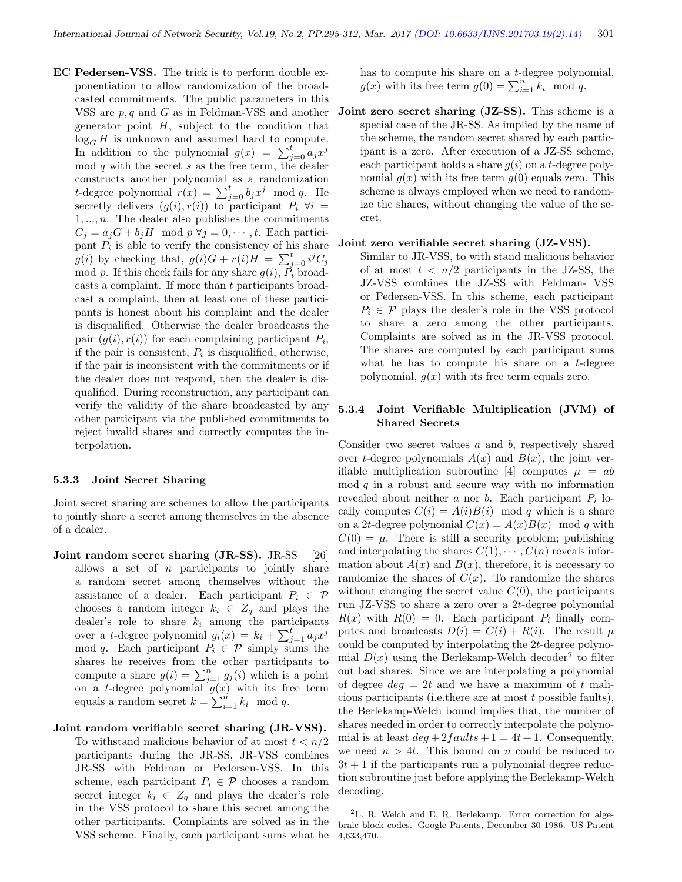**EC Pedersen-VSS.** The trick is to perform double exponentiation to allow randomization of the broadcasted commitments. The public parameters in this VSS are $p, q$ and $G$ as in Feldman-VSS and another generator point $H$, subject to the condition that $\log_G H$ is unknown and assumed hard to compute. In addition to the polynomial $g(x) = \sum_{j=0}^{t} a_j x^j \mod q$ with the secret $s$ as the free term, the dealer constructs another polynomial as a randomization $t$-degree polynomial $r(x) = \sum_{j=0}^{t} b_j x^j \mod q$. He secretly delivers $(g(i), r(i))$ to participant $P_i$ $\forall i = 1, ..., n$. The dealer also publishes the commitments $C_j = a_j G + b_j H \mod p$ $\forall j = 0, \cdots, t$. Each participant $P_i$ is able to verify the consistency of his share $g(i)$ by checking that, $g(i)G + r(i)H = \sum_{j=0}^{t} i^j C_j \mod p$. If this check fails for any share $g(i)$, $P_i$ broadcasts a complaint. If more than $t$ participants broadcast a complaint, then at least one of these participants is honest about his complaint and the dealer is disqualified. Otherwise the dealer broadcasts the pair $(g(i), r(i))$ for each complaining participant $P_i$, if the pair is consistent, $P_i$ is disqualified, otherwise, if the pair is inconsistent with the commitments or if the dealer does not respond, then the dealer is disqualified. During reconstruction, any participant can verify the validity of the share broadcasted by any other participant via the published commitments to reject invalid shares and correctly computes the interpolation.

### 5.3.3 Joint Secret Sharing

Joint secret sharing are schemes to allow the participants to jointly share a secret among themselves in the absence of a dealer.

**Joint random secret sharing (JR-SS).** JR-SS [26] allows a set of $n$ participants to jointly share a random secret among themselves without the assistance of a dealer. Each participant $P_i \in \mathcal{P}$ chooses a random integer $k_i \in Z_q$ and plays the dealer's role to share $k_i$ among the participants over a $t$-degree polynomial $g_i(x) = k_i + \sum_{j=1}^{t} a_j x^j \mod q$. Each participant $P_i \in \mathcal{P}$ simply sums the shares he receives from the other participants to compute a share $g(i) = \sum_{j=1}^{n} g_j(i)$ which is a point on a $t$-degree polynomial $g(x)$ with its free term equals a random secret $k = \sum_{i=1}^{n} k_i \mod q$.

**Joint random verifiable secret sharing (JR-VSS).** To withstand malicious behavior of at most $t < n/2$ participants during the JR-SS, JR-VSS combines JR-SS with Feldman or Pedersen-VSS. In this scheme, each participant $P_i \in \mathcal{P}$ chooses a random secret integer $k_i \in Z_q$ and plays the dealer's role in the VSS protocol to share this secret among the other participants. Complaints are solved as in the VSS scheme. Finally, each participant sums what he has to compute his share on a $t$-degree polynomial, $g(x)$ with its free term $g(0) = \sum_{i=1}^{n} k_i \mod q$.

**Joint zero secret sharing (JZ-SS).** This scheme is a special case of the JR-SS. As implied by the name of the scheme, the random secret shared by each participant is a zero. After execution of a JZ-SS scheme, each participant holds a share $g(i)$ on a $t$-degree polynomial $g(x)$ with its free term $g(0)$ equals zero. This scheme is always employed when we need to randomize the shares, without changing the value of the secret.

**Joint zero verifiable secret sharing (JZ-VSS).** Similar to JR-VSS, to with stand malicious behavior of at most $t < n/2$ participants in the JZ-SS, the JZ-VSS combines the JZ-SS with Feldman- VSS or Pedersen-VSS. In this scheme, each participant $P_i \in \mathcal{P}$ plays the dealer's role in the VSS protocol to share a zero among the other participants. Complaints are solved as in the JR-VSS protocol. The shares are computed by each participant sums what he has to compute his share on a $t$-degree polynomial, $g(x)$ with its free term equals zero.

### 5.3.4 Joint Verifiable Multiplication (JVM) of Shared Secrets

Consider two secret values $a$ and $b$, respectively shared over $t$-degree polynomials $A(x)$ and $B(x)$, the joint verifiable multiplication subroutine [4] computes $\mu = ab \mod q$ in a robust and secure way with no information revealed about neither $a$ nor $b$. Each participant $P_i$ locally computes $C(i) = A(i)B(i) \mod q$ which is a share on a $2t$-degree polynomial $C(x) = A(x)B(x) \mod q$ with $C(0) = \mu$. There is still a security problem; publishing and interpolating the shares $C(1), \cdots, C(n)$ reveals information about $A(x)$ and $B(x)$, therefore, it is necessary to randomize the shares of $C(x)$. To randomize the shares without changing the secret value $C(0)$, the participants run JZ-VSS to share a zero over a $2t$-degree polynomial $R(x)$ with $R(0) = 0$. Each participant $P_i$ finally computes and broadcasts $D(i) = C(i) + R(i)$. The result $\mu$ could be computed by interpolating the $2t$-degree polynomial $D(x)$ using the Berlekamp-Welch decoder[2] to filter out bad shares. Since we are interpolating a polynomial of degree $deg = 2t$ and we have a maximum of $t$ malicious participants (i.e.there are at most $t$ possible faults), the Berlekamp-Welch bound implies that, the number of shares needed in order to correctly interpolate the polynomial is at least $deg + 2faults + 1 = 4t + 1$. Consequently, we need $n > 4t$. This bound on $n$ could be reduced to $3t + 1$ if the participants run a polynomial degree reduction subroutine just before applying the Berlekamp-Welch decoding.

[2] L. R. Welch and E. R. Berlekamp. Error correction for algebraic block codes. Google Patents, December 30 1986. US Patent 4,633,470.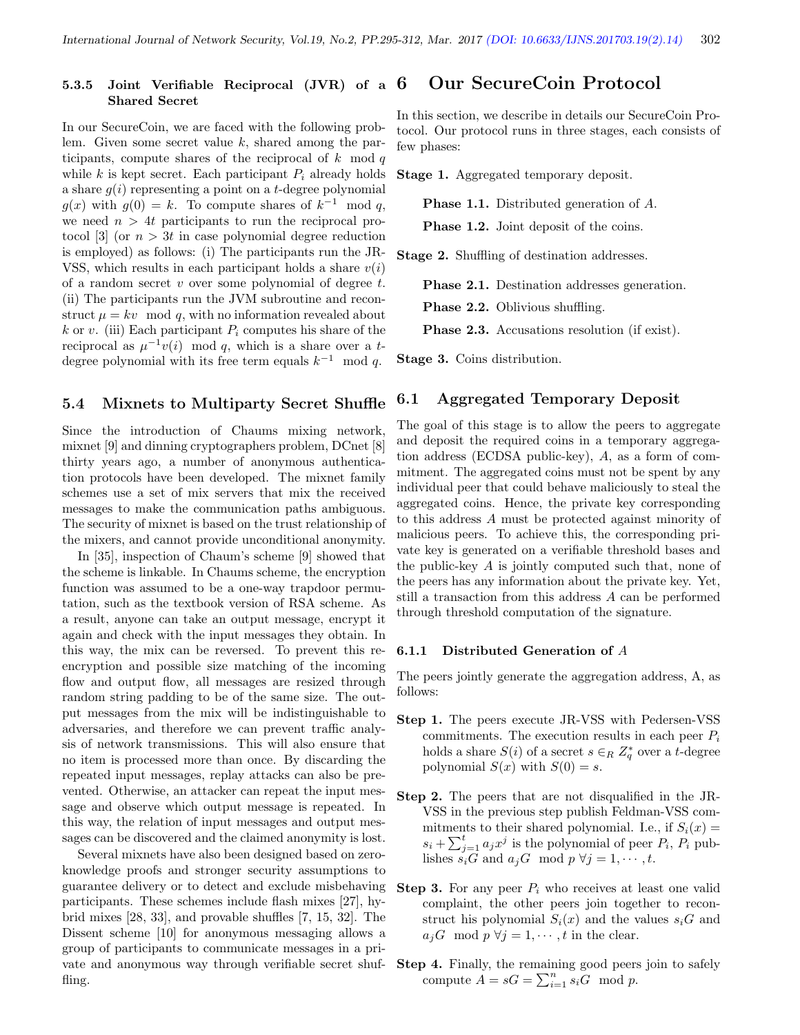#### 5.3.5 Joint Verifiable Reciprocal (JVR) of a Shared Secret

In our SecureCoin, we are faced with the following problem. Given some secret value $k$, shared among the participants, compute shares of the reciprocal of $k \mod q$ while $k$ is kept secret. Each participant $P_i$ already holds a share $g(i)$ representing a point on a $t$-degree polynomial $g(x)$ with $g(0) = k$. To compute shares of $k^{-1} \mod q$, we need $n > 4t$ participants to run the reciprocal protocol [3] (or $n > 3t$ in case polynomial degree reduction is employed) as follows: (i) The participants run the JR-VSS, which results in each participant holds a share $v(i)$ of a random secret $v$ over some polynomial of degree $t$. (ii) The participants run the JVM subroutine and reconstruct $\mu = kv \mod q$, with no information revealed about $k$ or $v$. (iii) Each participant $P_i$ computes his share of the reciprocal as $\mu^{-1}v(i) \mod q$, which is a share over a $t$-degree polynomial with its free term equals $k^{-1} \mod q$.

### 5.4 Mixnets to Multiparty Secret Shuffle

Since the introduction of Chaums mixing network, mixnet [9] and dinning cryptographers problem, DCnet [8] thirty years ago, a number of anonymous authentication protocols have been developed. The mixnet family schemes use a set of mix servers that mix the received messages to make the communication paths ambiguous. The security of mixnet is based on the trust relationship of the mixers, and cannot provide unconditional anonymity.

In [35], inspection of Chaum's scheme [9] showed that the scheme is linkable. In Chaums scheme, the encryption function was assumed to be a one-way trapdoor permutation, such as the textbook version of RSA scheme. As a result, anyone can take an output message, encrypt it again and check with the input messages they obtain. In this way, the mix can be reversed. To prevent this re-encryption and possible size matching of the incoming flow and output flow, all messages are resized through random string padding to be of the same size. The output messages from the mix will be indistinguishable to adversaries, and therefore we can prevent traffic analysis of network transmissions. This will also ensure that no item is processed more than once. By discarding the repeated input messages, replay attacks can also be prevented. Otherwise, an attacker can repeat the input message and observe which output message is repeated. In this way, the relation of input messages and output messages can be discovered and the claimed anonymity is lost.

Several mixnets have also been designed based on zero-knowledge proofs and stronger security assumptions to guarantee delivery or to detect and exclude misbehaving participants. These schemes include flash mixes [27], hybrid mixes [28, 33], and provable shuffles [7, 15, 32]. The Dissent scheme [10] for anonymous messaging allows a group of participants to communicate messages in a private and anonymous way through verifiable secret shuffling.

## 6 Our SecureCoin Protocol

In this section, we describe in details our SecureCoin Protocol. Our protocol runs in three stages, each consists of few phases:

**Stage 1.** Aggregated temporary deposit.

- **Phase 1.1.** Distributed generation of $A$.
- **Phase 1.2.** Joint deposit of the coins.

**Stage 2.** Shuffling of destination addresses.

- **Phase 2.1.** Destination addresses generation.
- **Phase 2.2.** Oblivious shuffling.
- **Phase 2.3.** Accusations resolution (if exist).

**Stage 3.** Coins distribution.

### 6.1 Aggregated Temporary Deposit

The goal of this stage is to allow the peers to aggregate and deposit the required coins in a temporary aggregation address (ECDSA public-key), $A$, as a form of commitment. The aggregated coins must not be spent by any individual peer that could behave maliciously to steal the aggregated coins. Hence, the private key corresponding to this address $A$ must be protected against minority of malicious peers. To achieve this, the corresponding private key is generated on a verifiable threshold bases and the public-key $A$ is jointly computed such that, none of the peers has any information about the private key. Yet, still a transaction from this address $A$ can be performed through threshold computation of the signature.

#### 6.1.1 Distributed Generation of $A$

The peers jointly generate the aggregation address, A, as follows:

**Step 1.** The peers execute JR-VSS with Pedersen-VSS commitments. The execution results in each peer $P_i$ holds a share $S(i)$ of a secret $s \in_R Z_q^*$ over a $t$-degree polynomial $S(x)$ with $S(0) = s$.

**Step 2.** The peers that are not disqualified in the JR-VSS in the previous step publish Feldman-VSS commitments to their shared polynomial. I.e., if $S_i(x) = s_i + \sum_{j=1}^{t} a_j x^j$ is the polynomial of peer $P_i$, $P_i$ publishes $s_iG$ and $a_jG \mod p \ \forall j = 1, \cdots, t$.

**Step 3.** For any peer $P_i$ who receives at least one valid complaint, the other peers join together to reconstruct his polynomial $S_i(x)$ and the values $s_iG$ and $a_jG \mod p \ \forall j = 1, \cdots, t$ in the clear.

**Step 4.** Finally, the remaining good peers join to safely compute $A = sG = \sum_{i=1}^{n} s_iG \mod p$.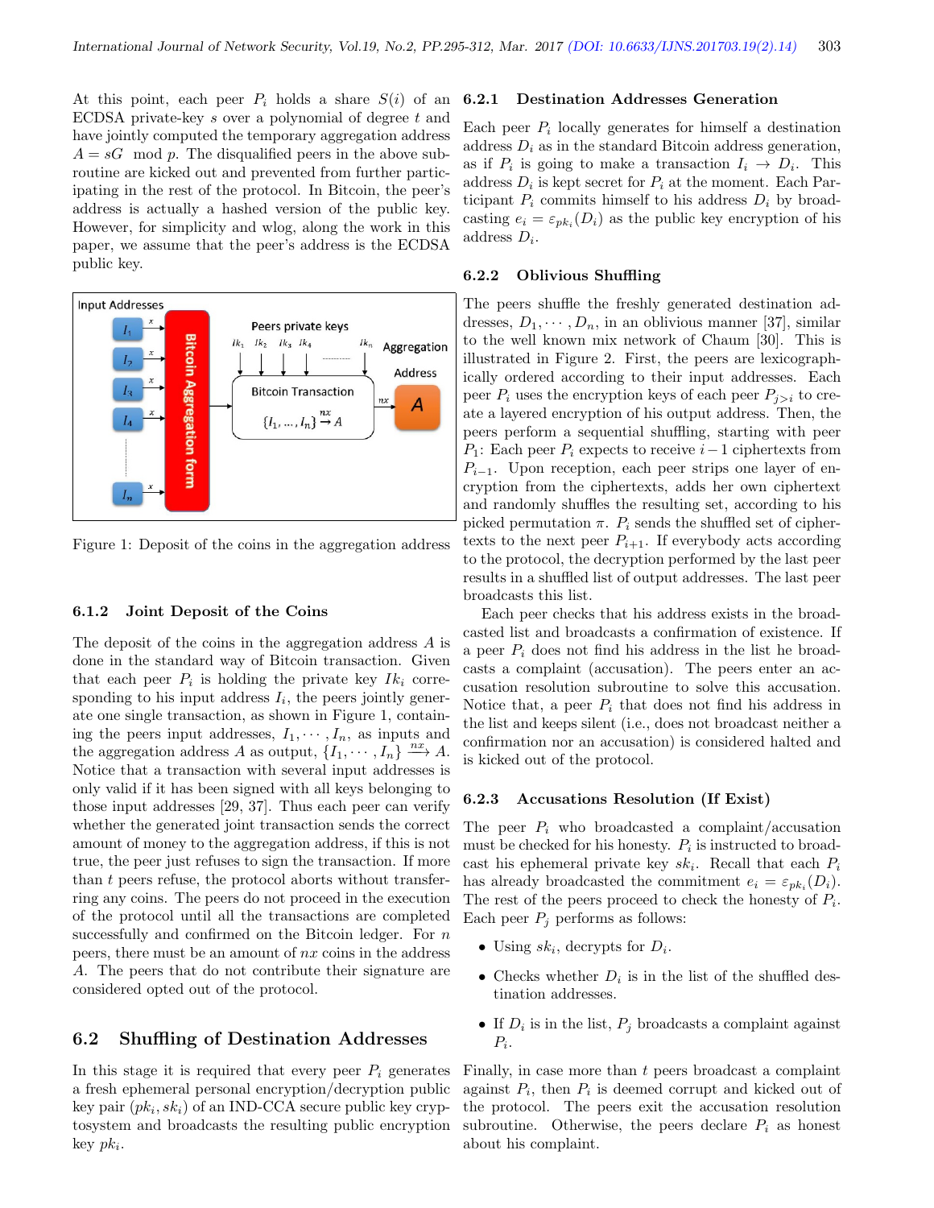At this point, each peer $P_i$ holds a share $S(i)$ of an ECDSA private-key $s$ over a polynomial of degree $t$ and have jointly computed the temporary aggregation address $A = sG \mod p$. The disqualified peers in the above subroutine are kicked out and prevented from further participating in the rest of the protocol. In Bitcoin, the peer's address is actually a hashed version of the public key. However, for simplicity and wlog, along the work in this paper, we assume that the peer's address is the ECDSA public key.

Figure 1: Deposit of the coins in the aggregation address

#### 6.1.2 Joint Deposit of the Coins

The deposit of the coins in the aggregation address $A$ is done in the standard way of Bitcoin transaction. Given that each peer $P_i$ is holding the private key $Ik_i$ corresponding to his input address $I_i$, the peers jointly generate one single transaction, as shown in Figure 1, containing the peers input addresses, $I_1, \cdots, I_n$, as inputs and the aggregation address $A$ as output, $\{I_1, \cdots, I_n\} \xrightarrow{nx} A$. Notice that a transaction with several input addresses is only valid if it has been signed with all keys belonging to those input addresses [29, 37]. Thus each peer can verify whether the generated joint transaction sends the correct amount of money to the aggregation address, if this is not true, the peer just refuses to sign the transaction. If more than $t$ peers refuse, the protocol aborts without transferring any coins. The peers do not proceed in the execution of the protocol until all the transactions are completed successfully and confirmed on the Bitcoin ledger. For $n$ peers, there must be an amount of $nx$ coins in the address $A$. The peers that do not contribute their signature are considered opted out of the protocol.

### 6.2 Shuffling of Destination Addresses

In this stage it is required that every peer $P_i$ generates a fresh ephemeral personal encryption/decryption public key pair $(pk_i, sk_i)$ of an IND-CCA secure public key cryptosystem and broadcasts the resulting public encryption key $pk_i$.

#### 6.2.1 Destination Addresses Generation

Each peer $P_i$ locally generates for himself a destination address $D_i$ as in the standard Bitcoin address generation, as if $P_i$ is going to make a transaction $I_i \rightarrow D_i$. This address $D_i$ is kept secret for $P_i$ at the moment. Each Participant $P_i$ commits himself to his address $D_i$ by broadcasting $e_i = \varepsilon_{pk_i}(D_i)$ as the public key encryption of his address $D_i$.

#### 6.2.2 Oblivious Shuffling

The peers shuffle the freshly generated destination addresses, $D_1, \cdots, D_n$, in an oblivious manner [37], similar to the well known mix network of Chaum [30]. This is illustrated in Figure 2. First, the peers are lexicographically ordered according to their input addresses. Each peer $P_i$ uses the encryption keys of each peer $P_{j>i}$ to create a layered encryption of his output address. Then, the peers perform a sequential shuffling, starting with peer $P_1$: Each peer $P_i$ expects to receive $i-1$ ciphertexts from $P_{i-1}$. Upon reception, each peer strips one layer of encryption from the ciphertexts, adds her own ciphertext and randomly shuffles the resulting set, according to his picked permutation $\pi$. $P_i$ sends the shuffled set of ciphertexts to the next peer $P_{i+1}$. If everybody acts according to the protocol, the decryption performed by the last peer results in a shuffled list of output addresses. The last peer broadcasts this list.

Each peer checks that his address exists in the broadcasted list and broadcasts a confirmation of existence. If a peer $P_i$ does not find his address in the list he broadcasts a complaint (accusation). The peers enter an accusation resolution subroutine to solve this accusation. Notice that, a peer $P_i$ that does not find his address in the list and keeps silent (i.e., does not broadcast neither a confirmation nor an accusation) is considered halted and is kicked out of the protocol.

#### 6.2.3 Accusations Resolution (If Exist)

The peer $P_i$ who broadcasted a complaint/accusation must be checked for his honesty. $P_i$ is instructed to broadcast his ephemeral private key $sk_i$. Recall that $P_i$ has already broadcasted the commitment $e_i = \varepsilon_{pk_i}(D_i)$. The rest of the peers proceed to check the honesty of $P_i$. Each peer $P_j$ performs as follows:

- Using $sk_i$, decrypts for $D_i$.
- Checks whether $D_i$ is in the list of the shuffled destination addresses.
- If $D_i$ is in the list, $P_j$ broadcasts a complaint against $P_i$.

Finally, in case more than $t$ peers broadcast a complaint against $P_i$, then $P_i$ is deemed corrupt and kicked out of the protocol. The peers exit the accusation resolution subroutine. Otherwise, the peers declare $P_i$ as honest about his complaint.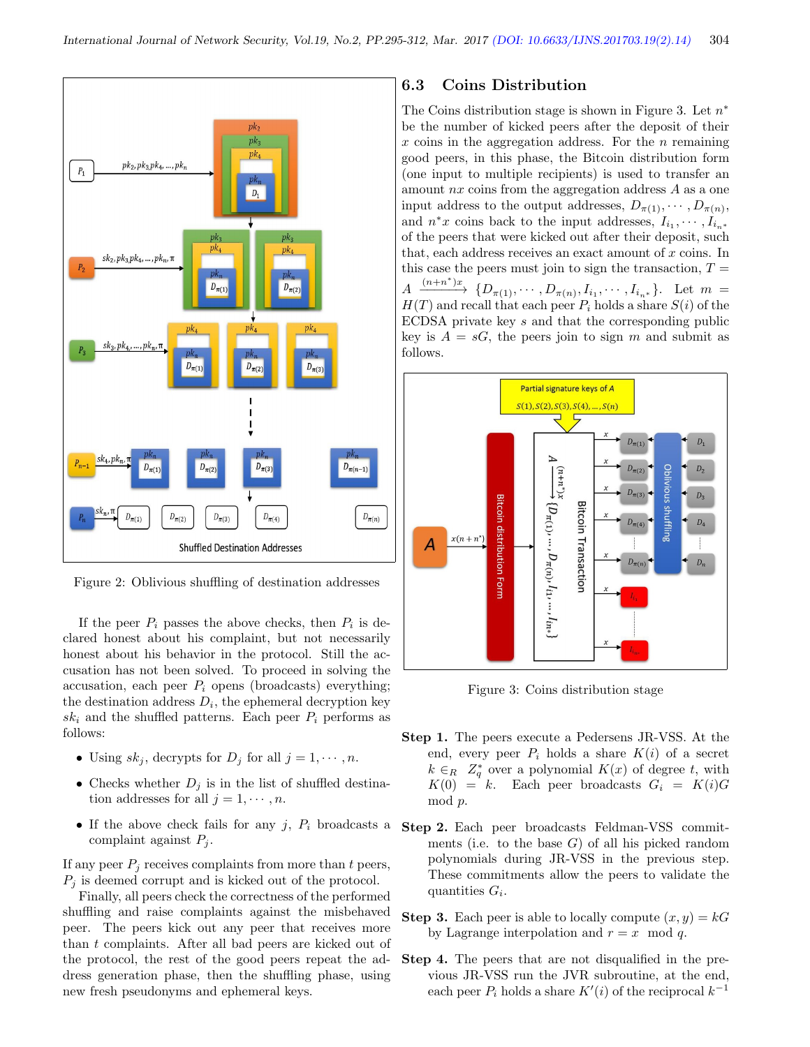Figure 2: Oblivious shuffling of destination addresses

If the peer $P_i$ passes the above checks, then $P_i$ is declared honest about his complaint, but not necessarily honest about his behavior in the protocol. Still the accusation has not been solved. To proceed in solving the accusation, each peer $P_i$ opens (broadcasts) everything; the destination address $D_i$, the ephemeral decryption key $sk_i$ and the shuffled patterns. Each peer $P_i$ performs as follows:

- Using $sk_j$, decrypts for $D_j$ for all $j = 1, \cdots, n$.
- Checks whether $D_j$ is in the list of shuffled destination addresses for all $j = 1, \cdots, n$.
- If the above check fails for any $j$, $P_i$ broadcasts a complaint against $P_j$.

If any peer $P_j$ receives complaints from more than $t$ peers, $P_j$ is deemed corrupt and is kicked out of the protocol.

Finally, all peers check the correctness of the performed shuffling and raise complaints against the misbehaved peer. The peers kick out any peer that receives more than $t$ complaints. After all bad peers are kicked out of the protocol, the rest of the good peers repeat the address generation phase, then the shuffling phase, using new fresh pseudonyms and ephemeral keys.

### 6.3 Coins Distribution

The Coins distribution stage is shown in Figure 3. Let $n^*$ be the number of kicked peers after the deposit of their $x$ coins in the aggregation address. For the $n$ remaining good peers, in this phase, the Bitcoin distribution form (one input to multiple recipients) is used to transfer an amount $nx$ coins from the aggregation address $A$ as a one input address to the output addresses, $D_{\pi(1)}, \cdots, D_{\pi(n)}$, and $n^*x$ coins back to the input addresses, $I_{i_1}, \cdots, I_{i_{n^*}}$ of the peers that were kicked out after their deposit, such that, each address receives an exact amount of $x$ coins. In this case the peers must join to sign the transaction, $T = A \xrightarrow{(n+n^*)x} \{D_{\pi(1)}, \cdots, D_{\pi(n)}, I_{i_1}, \cdots, I_{i_{n^*}}\}$. Let $m = H(T)$ and recall that each peer $P_i$ holds a share $S(i)$ of the ECDSA private key $s$ and that the corresponding public key is $A = sG$, the peers join to sign $m$ and submit as follows.

Figure 3: Coins distribution stage

**Step 1.** The peers execute a Pedersens JR-VSS. At the end, every peer $P_i$ holds a share $K(i)$ of a secret $k \in_R Z_q^*$ over a polynomial $K(x)$ of degree $t$, with $K(0) = k$. Each peer broadcasts $G_i = K(i)G \mod p$.

**Step 2.** Each peer broadcasts Feldman-VSS commitments (i.e. to the base $G$) of all his picked random polynomials during JR-VSS in the previous step. These commitments allow the peers to validate the quantities $G_i$.

**Step 3.** Each peer is able to locally compute $(x, y) = kG$ by Lagrange interpolation and $r = x \mod q$.

**Step 4.** The peers that are not disqualified in the previous JR-VSS run the JVR subroutine, at the end, each peer $P_i$ holds a share $K'(i)$ of the reciprocal $k^{-1}$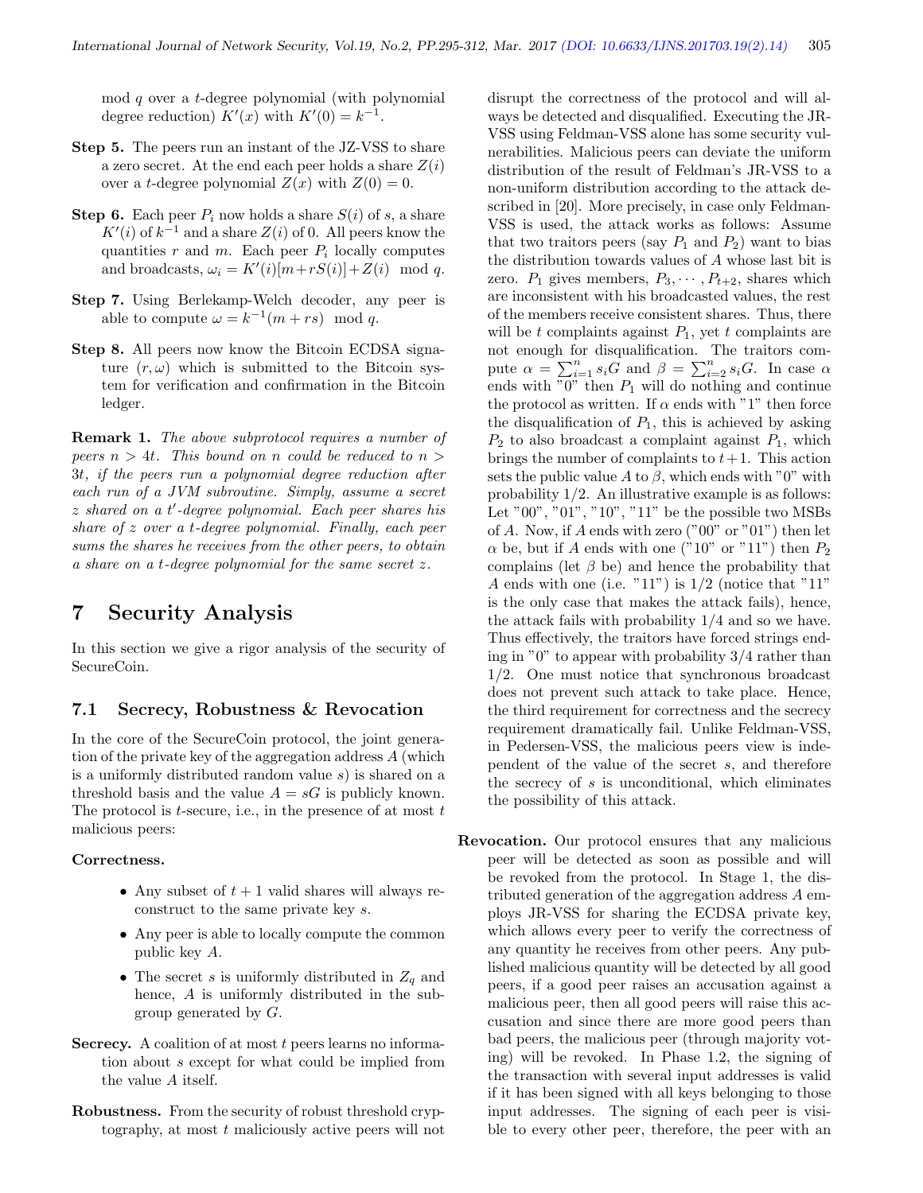mod $q$ over a $t$-degree polynomial (with polynomial degree reduction) $K'(x)$ with $K'(0) = k^{-1}$.

**Step 5.** The peers run an instant of the JZ-VSS to share a zero secret. At the end each peer holds a share $Z(i)$ over a $t$-degree polynomial $Z(x)$ with $Z(0) = 0$.

**Step 6.** Each peer $P_i$ now holds a share $S(i)$ of $s$, a share $K'(i)$ of $k^{-1}$ and a share $Z(i)$ of 0. All peers know the quantities $r$ and $m$. Each peer $P_i$ locally computes and broadcasts, $\omega_i = K'(i)[m+rS(i)]+Z(i) \mod q$.

**Step 7.** Using Berlekamp-Welch decoder, any peer is able to compute $\omega = k^{-1}(m + rs) \mod q$.

**Step 8.** All peers now know the Bitcoin ECDSA signature $(r, \omega)$ which is submitted to the Bitcoin system for verification and confirmation in the Bitcoin ledger.

**Remark 1.** *The above subprotocol requires a number of peers $n > 4t$. This bound on $n$ could be reduced to $n > 3t$, if the peers run a polynomial degree reduction after each run of a JVM subroutine. Simply, assume a secret $z$ shared on a $t'$-degree polynomial. Each peer shares his share of $z$ over a $t$-degree polynomial. Finally, each peer sums the shares he receives from the other peers, to obtain a share on a $t$-degree polynomial for the same secret $z$.*

# 7 Security Analysis

In this section we give a rigor analysis of the security of SecureCoin.

## 7.1 Secrecy, Robustness & Revocation

In the core of the SecureCoin protocol, the joint generation of the private key of the aggregation address $A$ (which is a uniformly distributed random value $s$) is shared on a threshold basis and the value $A = sG$ is publicly known. The protocol is $t$-secure, i.e., in the presence of at most $t$ malicious peers:

**Correctness.**

- Any subset of $t + 1$ valid shares will always reconstruct to the same private key $s$.
- Any peer is able to locally compute the common public key $A$.
- The secret $s$ is uniformly distributed in $Z_q$ and hence, $A$ is uniformly distributed in the subgroup generated by $G$.

**Secrecy.** A coalition of at most $t$ peers learns no information about $s$ except for what could be implied from the value $A$ itself.

**Robustness.** From the security of robust threshold cryptography, at most $t$ maliciously active peers will not disrupt the correctness of the protocol and will always be detected and disqualified. Executing the JR-VSS using Feldman-VSS alone has some security vulnerabilities. Malicious peers can deviate the uniform distribution of the result of Feldman's JR-VSS to a non-uniform distribution according to the attack described in [20]. More precisely, in case only Feldman-VSS is used, the attack works as follows: Assume that two traitors peers (say $P_1$ and $P_2$) want to bias the distribution towards values of $A$ whose last bit is zero. $P_1$ gives members, $P_3, \cdots, P_{t+2}$, shares which are inconsistent with his broadcasted values, the rest of the members receive consistent shares. Thus, there will be $t$ complaints against $P_1$, yet $t$ complaints are not enough for disqualification. The traitors compute $\alpha = \sum_{i=1}^{n} s_i G$ and $\beta = \sum_{i=2}^{n} s_i G$. In case $\alpha$ ends with "0" then $P_1$ will do nothing and continue the protocol as written. If $\alpha$ ends with "1" then force the disqualification of $P_1$, this is achieved by asking $P_2$ to also broadcast a complaint against $P_1$, which brings the number of complaints to $t+1$. This action sets the public value $A$ to $\beta$, which ends with "0" with probability 1/2. An illustrative example is as follows: Let "00", "01", "10", "11" be the possible two MSBs of $A$. Now, if $A$ ends with zero ("00" or "01") then let $\alpha$ be, but if $A$ ends with one ("10" or "11") then $P_2$ complains (let $\beta$ be) and hence the probability that $A$ ends with one (i.e. "11") is 1/2 (notice that "11" is the only case that makes the attack fails), hence, the attack fails with probability 1/4 and so we have. Thus effectively, the traitors have forced strings ending in "0" to appear with probability 3/4 rather than 1/2. One must notice that synchronous broadcast does not prevent such attack to take place. Hence, the third requirement for correctness and the secrecy requirement dramatically fail. Unlike Feldman-VSS, in Pedersen-VSS, the malicious peers view is independent of the value of the secret $s$, and therefore the secrecy of $s$ is unconditional, which eliminates the possibility of this attack.

**Revocation.** Our protocol ensures that any malicious peer will be detected as soon as possible and will be revoked from the protocol. In Stage 1, the distributed generation of the aggregation address $A$ employs JR-VSS for sharing the ECDSA private key, which allows every peer to verify the correctness of any quantity he receives from other peers. Any published malicious quantity will be detected by all good peers, if a good peer raises an accusation against a malicious peer, then all good peers will raise this accusation and since there are more good peers than bad peers, the malicious peer (through majority voting) will be revoked. In Phase 1.2, the signing of the transaction with several input addresses is valid if it has been signed with all keys belonging to those input addresses. The signing of each peer is visible to every other peer, therefore, the peer with an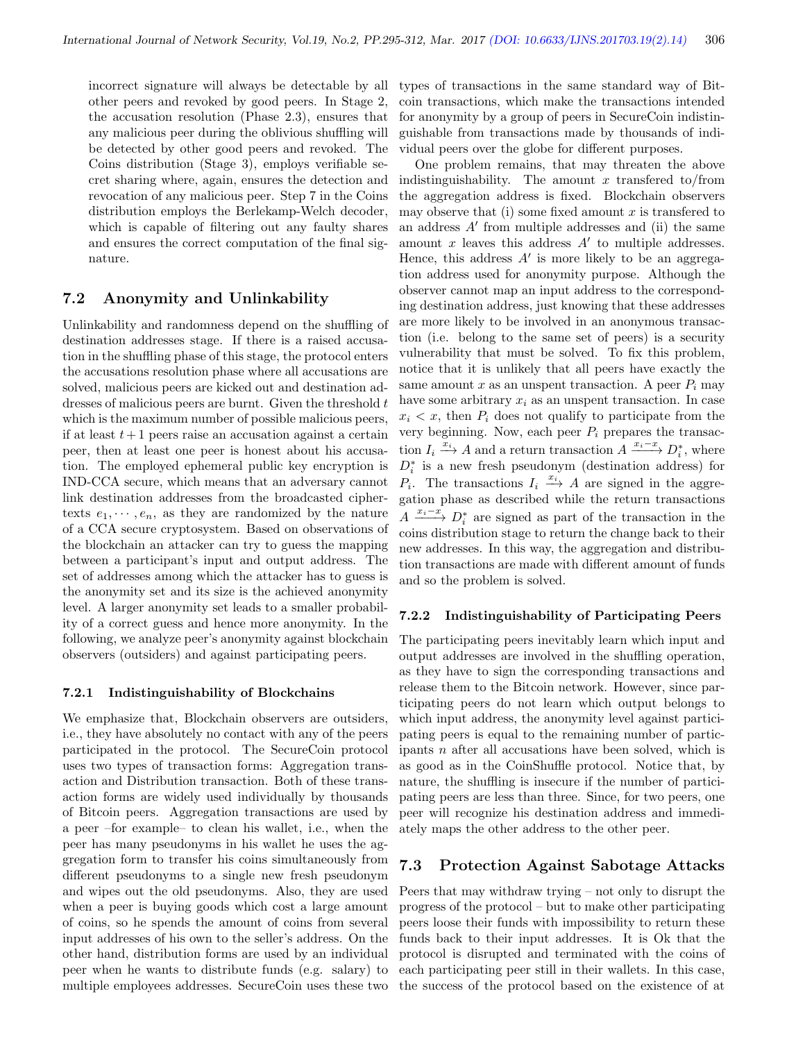incorrect signature will always be detectable by all other peers and revoked by good peers. In Stage 2, the accusation resolution (Phase 2.3), ensures that any malicious peer during the oblivious shuffling will be detected by other good peers and revoked. The Coins distribution (Stage 3), employs verifiable secret sharing where, again, ensures the detection and revocation of any malicious peer. Step 7 in the Coins distribution employs the Berlekamp-Welch decoder, which is capable of filtering out any faulty shares and ensures the correct computation of the final signature.

## 7.2 Anonymity and Unlinkability

Unlinkability and randomness depend on the shuffling of destination addresses stage. If there is a raised accusation in the shuffling phase of this stage, the protocol enters the accusations resolution phase where all accusations are solved, malicious peers are kicked out and destination addresses of malicious peers are burnt. Given the threshold $t$ which is the maximum number of possible malicious peers, if at least $t+1$ peers raise an accusation against a certain peer, then at least one peer is honest about his accusation. The employed ephemeral public key encryption is IND-CCA secure, which means that an adversary cannot link destination addresses from the broadcasted ciphertexts $e_1, \cdots, e_n$, as they are randomized by the nature of a CCA secure cryptosystem. Based on observations of the blockchain an attacker can try to guess the mapping between a participant's input and output address. The set of addresses among which the attacker has to guess is the anonymity set and its size is the achieved anonymity level. A larger anonymity set leads to a smaller probability of a correct guess and hence more anonymity. In the following, we analyze peer's anonymity against blockchain observers (outsiders) and against participating peers.

### 7.2.1 Indistinguishability of Blockchains

We emphasize that, Blockchain observers are outsiders, i.e., they have absolutely no contact with any of the peers participated in the protocol. The SecureCoin protocol uses two types of transaction forms: Aggregation transaction and Distribution transaction. Both of these transaction forms are widely used individually by thousands of Bitcoin peers. Aggregation transactions are used by a peer –for example– to clean his wallet, i.e., when the peer has many pseudonyms in his wallet he uses the aggregation form to transfer his coins simultaneously from different pseudonyms to a single new fresh pseudonym and wipes out the old pseudonyms. Also, they are used when a peer is buying goods which cost a large amount of coins, so he spends the amount of coins from several input addresses of his own to the seller's address. On the other hand, distribution forms are used by an individual peer when he wants to distribute funds (e.g. salary) to multiple employees addresses. SecureCoin uses these two types of transactions in the same standard way of Bitcoin transactions, which make the transactions intended for anonymity by a group of peers in SecureCoin indistinguishable from transactions made by thousands of individual peers over the globe for different purposes.

One problem remains, that may threaten the above indistinguishability. The amount $x$ transfered to/from the aggregation address is fixed. Blockchain observers may observe that (i) some fixed amount $x$ is transfered to an address $A'$ from multiple addresses and (ii) the same amount $x$ leaves this address $A'$ to multiple addresses. Hence, this address $A'$ is more likely to be an aggregation address used for anonymity purpose. Although the observer cannot map an input address to the corresponding destination address, just knowing that these addresses are more likely to be involved in an anonymous transaction (i.e. belong to the same set of peers) is a security vulnerability that must be solved. To fix this problem, notice that it is unlikely that all peers have exactly the same amount $x$ as an unspent transaction. A peer $P_i$ may have some arbitrary $x_i$ as an unspent transaction. In case $x_i < x$, then $P_i$ does not qualify to participate from the very beginning. Now, each peer $P_i$ prepares the transaction $I_i \xrightarrow{x_i} A$ and a return transaction $A \xrightarrow{x_i - x} D_i^*$, where $D_i^*$ is a new fresh pseudonym (destination address) for $P_i$. The transactions $I_i \xrightarrow{x_i} A$ are signed in the aggregation phase as described while the return transactions $A \xrightarrow{x_i - x} D_i^*$ are signed as part of the transaction in the coins distribution stage to return the change back to their new addresses. In this way, the aggregation and distribution transactions are made with different amount of funds and so the problem is solved.

### 7.2.2 Indistinguishability of Participating Peers

The participating peers inevitably learn which input and output addresses are involved in the shuffling operation, as they have to sign the corresponding transactions and release them to the Bitcoin network. However, since participating peers do not learn which output belongs to which input address, the anonymity level against participating peers is equal to the remaining number of participants $n$ after all accusations have been solved, which is as good as in the CoinShuffle protocol. Notice that, by nature, the shuffling is insecure if the number of participating peers are less than three. Since, for two peers, one peer will recognize his destination address and immediately maps the other address to the other peer.

## 7.3 Protection Against Sabotage Attacks

Peers that may withdraw trying – not only to disrupt the progress of the protocol – but to make other participating peers loose their funds with impossibility to return these funds back to their input addresses. It is Ok that the protocol is disrupted and terminated with the coins of each participating peer still in their wallets. In this case, the success of the protocol based on the existence of at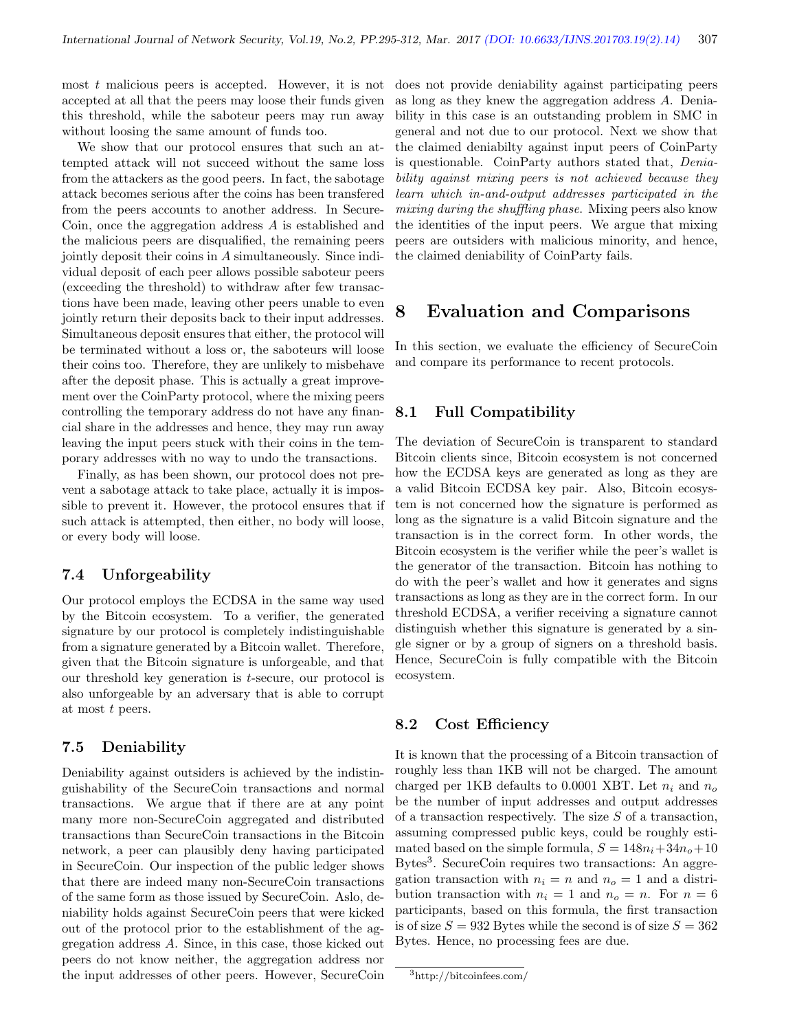most $t$ malicious peers is accepted. However, it is not accepted at all that the peers may loose their funds given this threshold, while the saboteur peers may run away without loosing the same amount of funds too.

We show that our protocol ensures that such an attempted attack will not succeed without the same loss from the attackers as the good peers. In fact, the sabotage attack becomes serious after the coins has been transfered from the peers accounts to another address. In SecureCoin, once the aggregation address $A$ is established and the malicious peers are disqualified, the remaining peers jointly deposit their coins in $A$ simultaneously. Since individual deposit of each peer allows possible saboteur peers (exceeding the threshold) to withdraw after few transactions have been made, leaving other peers unable to even jointly return their deposits back to their input addresses. Simultaneous deposit ensures that either, the protocol will be terminated without a loss or, the saboteurs will loose their coins too. Therefore, they are unlikely to misbehave after the deposit phase. This is actually a great improvement over the CoinParty protocol, where the mixing peers controlling the temporary address do not have any financial share in the addresses and hence, they may run away leaving the input peers stuck with their coins in the temporary addresses with no way to undo the transactions.

Finally, as has been shown, our protocol does not prevent a sabotage attack to take place, actually it is impossible to prevent it. However, the protocol ensures that if such attack is attempted, then either, no body will loose, or every body will loose.

### 7.4 Unforgeability

Our protocol employs the ECDSA in the same way used by the Bitcoin ecosystem. To a verifier, the generated signature by our protocol is completely indistinguishable from a signature generated by a Bitcoin wallet. Therefore, given that the Bitcoin signature is unforgeable, and that our threshold key generation is $t$-secure, our protocol is also unforgeable by an adversary that is able to corrupt at most $t$ peers.

### 7.5 Deniability

Deniability against outsiders is achieved by the indistinguishability of the SecureCoin transactions and normal transactions. We argue that if there are at any point many more non-SecureCoin aggregated and distributed transactions than SecureCoin transactions in the Bitcoin network, a peer can plausibly deny having participated in SecureCoin. Our inspection of the public ledger shows that there are indeed many non-SecureCoin transactions of the same form as those issued by SecureCoin. Aslo, deniability holds against SecureCoin peers that were kicked out of the protocol prior to the establishment of the aggregation address $A$. Since, in this case, those kicked out peers do not know neither, the aggregation address nor the input addresses of other peers. However, SecureCoin does not provide deniability against participating peers as long as they knew the aggregation address $A$. Deniability in this case is an outstanding problem in SMC in general and not due to our protocol. Next we show that the claimed deniabilty against input peers of CoinParty is questionable. CoinParty authors stated that, *Deniability against mixing peers is not achieved because they learn which in-and-output addresses participated in the mixing during the shuffling phase*. Mixing peers also know the identities of the input peers. We argue that mixing peers are outsiders with malicious minority, and hence, the claimed deniability of CoinParty fails.

## 8 Evaluation and Comparisons

In this section, we evaluate the efficiency of SecureCoin and compare its performance to recent protocols.

### 8.1 Full Compatibility

The deviation of SecureCoin is transparent to standard Bitcoin clients since, Bitcoin ecosystem is not concerned how the ECDSA keys are generated as long as they are a valid Bitcoin ECDSA key pair. Also, Bitcoin ecosystem is not concerned how the signature is performed as long as the signature is a valid Bitcoin signature and the transaction is in the correct form. In other words, the Bitcoin ecosystem is the verifier while the peer's wallet is the generator of the transaction. Bitcoin has nothing to do with the peer's wallet and how it generates and signs transactions as long as they are in the correct form. In our threshold ECDSA, a verifier receiving a signature cannot distinguish whether this signature is generated by a single signer or by a group of signers on a threshold basis. Hence, SecureCoin is fully compatible with the Bitcoin ecosystem.

### 8.2 Cost Efficiency

It is known that the processing of a Bitcoin transaction of roughly less than 1KB will not be charged. The amount charged per 1KB defaults to 0.0001 XBT. Let $n_i$ and $n_o$ be the number of input addresses and output addresses of a transaction respectively. The size $S$ of a transaction, assuming compressed public keys, could be roughly estimated based on the simple formula, $S = 148n_i + 34n_o + 10$ Bytes[3]. SecureCoin requires two transactions: An aggregation transaction with $n_i = n$ and $n_o = 1$ and a distribution transaction with $n_i = 1$ and $n_o = n$. For $n = 6$ participants, based on this formula, the first transaction is of size $S = 932$ Bytes while the second is of size $S = 362$ Bytes. Hence, no processing fees are due.

[3] http://bitcoinfees.com/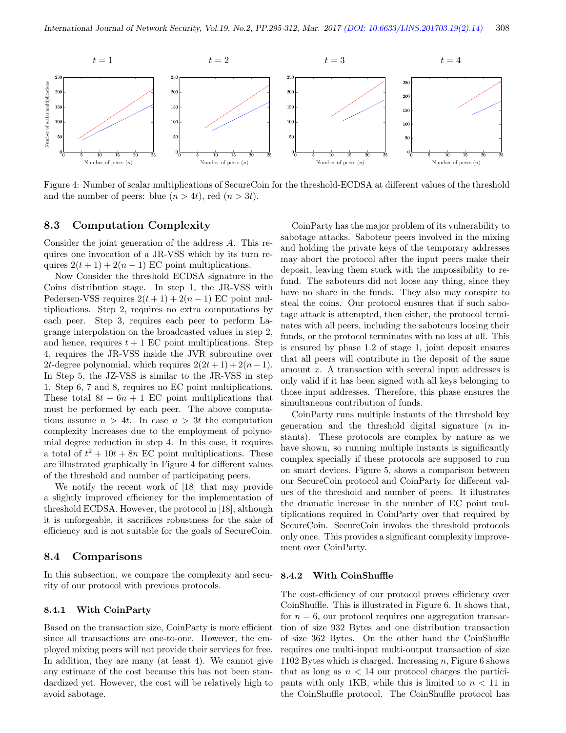Figure 4: Number of scalar multiplications of SecureCoin for the threshold-ECDSA at different values of the threshold and the number of peers: blue ($n > 4t$), red ($n > 3t$).

### 8.3 Computation Complexity

Consider the joint generation of the address $A$. This requires one invocation of a JR-VSS which by its turn requires $2(t+1) + 2(n-1)$ EC point multiplications.

Now Consider the threshold ECDSA signature in the Coins distribution stage. In step 1, the JR-VSS with Pedersen-VSS requires $2(t+1) + 2(n-1)$ EC point multiplications. Step 2, requires no extra computations by each peer. Step 3, requires each peer to perform Lagrange interpolation on the broadcasted values in step 2, and hence, requires $t+1$ EC point multiplications. Step 4, requires the JR-VSS inside the JVR subroutine over $2t$-degree polynomial, which requires $2(2t+1)+2(n-1)$. In Step 5, the JZ-VSS is similar to the JR-VSS in step 1. Step 6, 7 and 8, requires no EC point multiplications. These total $8t + 6n + 1$ EC point multiplications that must be performed by each peer. The above computations assume $n > 4t$. In case $n > 3t$ the computation complexity increases due to the employment of polynomial degree reduction in step 4. In this case, it requires a total of $t^2 + 10t + 8n$ EC point multiplications. These are illustrated graphically in Figure 4 for different values of the threshold and number of participating peers.

We notify the recent work of [18] that may provide a slightly improved efficiency for the implementation of threshold ECDSA. However, the protocol in [18], although it is unforgeable, it sacrifices robustness for the sake of efficiency and is not suitable for the goals of SecureCoin.

### 8.4 Comparisons

In this subsection, we compare the complexity and security of our protocol with previous protocols.

#### 8.4.1 With CoinParty

Based on the transaction size, CoinParty is more efficient since all transactions are one-to-one. However, the employed mixing peers will not provide their services for free. In addition, they are many (at least 4). We cannot give any estimate of the cost because this has not been standardized yet. However, the cost will be relatively high to avoid sabotage.

CoinParty has the major problem of its vulnerability to sabotage attacks. Saboteur peers involved in the mixing and holding the private keys of the temporary addresses may abort the protocol after the input peers make their deposit, leaving them stuck with the impossibility to refund. The saboteurs did not loose any thing, since they have no share in the funds. They also may conspire to steal the coins. Our protocol ensures that if such sabotage attack is attempted, then either, the protocol terminates with all peers, including the saboteurs loosing their funds, or the protocol terminates with no loss at all. This is ensured by phase 1.2 of stage 1, joint deposit ensures that all peers will contribute in the deposit of the same amount $x$. A transaction with several input addresses is only valid if it has been signed with all keys belonging to those input addresses. Therefore, this phase ensures the simultaneous contribution of funds.

CoinParty runs multiple instants of the threshold key generation and the threshold digital signature ($n$ instants). These protocols are complex by nature as we have shown, so running multiple instants is significantly complex specially if these protocols are supposed to run on smart devices. Figure 5, shows a comparison between our SecureCoin protocol and CoinParty for different values of the threshold and number of peers. It illustrates the dramatic increase in the number of EC point multiplications required in CoinParty over that required by SecureCoin. SecureCoin invokes the threshold protocols only once. This provides a significant complexity improvement over CoinParty.

#### 8.4.2 With CoinShuffle

The cost-efficiency of our protocol proves efficiency over CoinShuffle. This is illustrated in Figure 6. It shows that, for $n = 6$, our protocol requires one aggregation transaction of size 932 Bytes and one distribution transaction of size 362 Bytes. On the other hand the CoinShuffle requires one multi-input multi-output transaction of size 1102 Bytes which is charged. Increasing $n$, Figure 6 shows that as long as $n < 14$ our protocol charges the participants with only 1KB, while this is limited to $n < 11$ in the CoinShuffle protocol. The CoinShuffle protocol has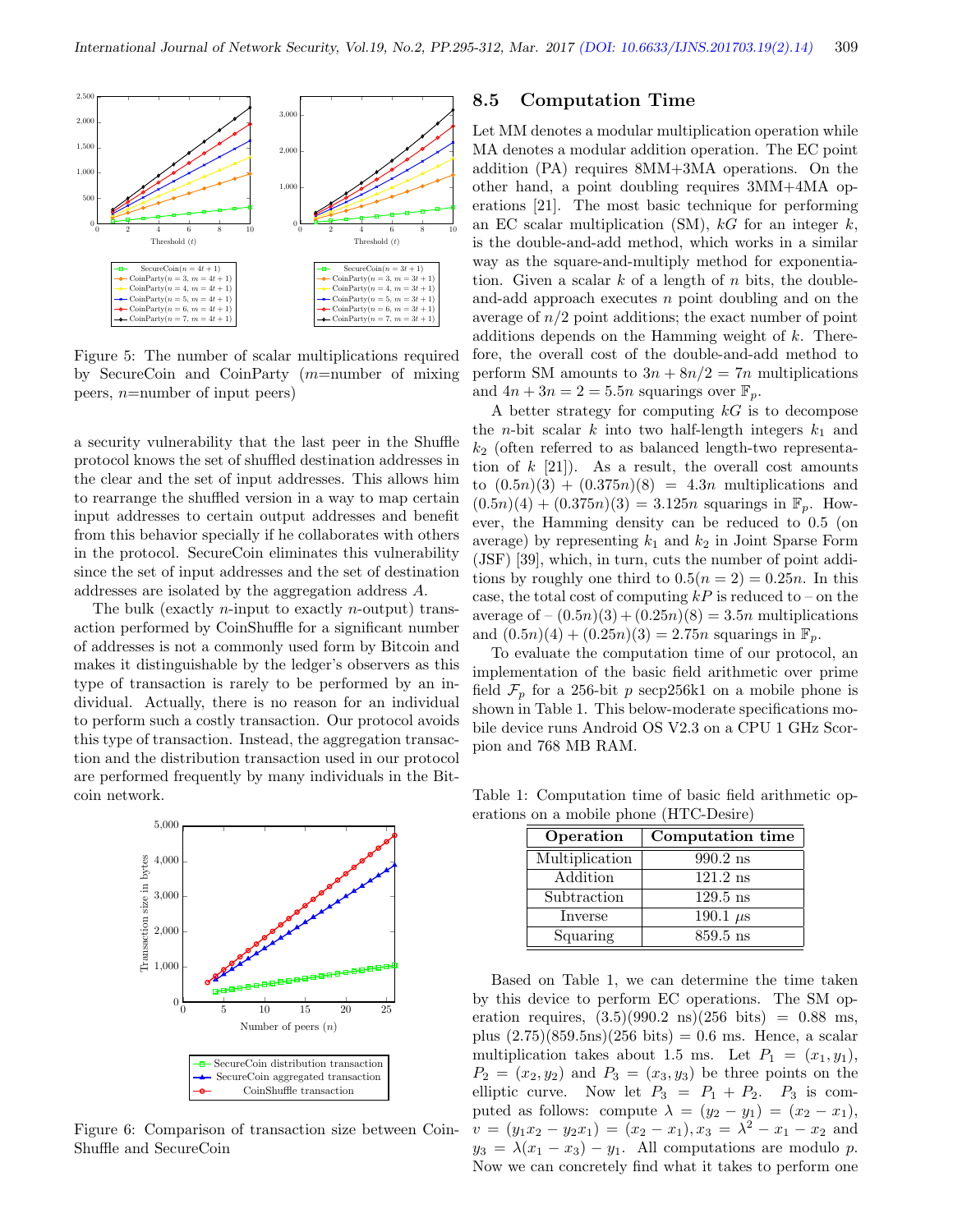Figure 5: The number of scalar multiplications required by SecureCoin and CoinParty ($m$=number of mixing peers, $n$=number of input peers)

a security vulnerability that the last peer in the Shuffle protocol knows the set of shuffled destination addresses in the clear and the set of input addresses. This allows him to rearrange the shuffled version in a way to map certain input addresses to certain output addresses and benefit from this behavior specially if he collaborates with others in the protocol. SecureCoin eliminates this vulnerability since the set of input addresses and the set of destination addresses are isolated by the aggregation address $A$.

The bulk (exactly $n$-input to exactly $n$-output) transaction performed by CoinShuffle for a significant number of addresses is not a commonly used form by Bitcoin and makes it distinguishable by the ledger's observers as this type of transaction is rarely to be performed by an individual. Actually, there is no reason for an individual to perform such a costly transaction. Our protocol avoids this type of transaction. Instead, the aggregation transaction and the distribution transaction used in our protocol are performed frequently by many individuals in the Bitcoin network.

Figure 6: Comparison of transaction size between CoinShuffle and SecureCoin

## 8.5 Computation Time

Let MM denotes a modular multiplication operation while MA denotes a modular addition operation. The EC point addition (PA) requires 8MM+3MA operations. On the other hand, a point doubling requires 3MM+4MA operations [21]. The most basic technique for performing an EC scalar multiplication (SM), $kG$ for an integer $k$, is the double-and-add method, which works in a similar way as the square-and-multiply method for exponentiation. Given a scalar $k$ of a length of $n$ bits, the double-and-add approach executes $n$ point doubling and on the average of $n/2$ point additions; the exact number of point additions depends on the Hamming weight of $k$. Therefore, the overall cost of the double-and-add method to perform SM amounts to $3n + 8n/2 = 7n$ multiplications and $4n + 3n = 2 = 5.5n$ squarings over $\mathbb{F}_p$.

A better strategy for computing $kG$ is to decompose the $n$-bit scalar $k$ into two half-length integers $k_1$ and $k_2$ (often referred to as balanced length-two representation of $k$ [21]). As a result, the overall cost amounts to $(0.5n)(3) + (0.375n)(8) = 4.3n$ multiplications and $(0.5n)(4) + (0.375n)(3) = 3.125n$ squarings in $\mathbb{F}_p$. However, the Hamming density can be reduced to 0.5 (on average) by representing $k_1$ and $k_2$ in Joint Sparse Form (JSF) [39], which, in turn, cuts the number of point additions by roughly one third to $0.5(n = 2) = 0.25n$. In this case, the total cost of computing $kP$ is reduced to – on the average of – $(0.5n)(3) + (0.25n)(8) = 3.5n$ multiplications and $(0.5n)(4) + (0.25n)(3) = 2.75n$ squarings in $\mathbb{F}_p$.

To evaluate the computation time of our protocol, an implementation of the basic field arithmetic over prime field $\mathcal{F}_p$ for a 256-bit $p$ secp256k1 on a mobile phone is shown in Table 1. This below-moderate specifications mobile device runs Android OS V2.3 on a CPU 1 GHz Scorpion and 768 MB RAM.

Table 1: Computation time of basic field arithmetic operations on a mobile phone (HTC-Desire)

| Operation | Computation time |
|---|---|
| Multiplication | 990.2 ns |
| Addition | 121.2 ns |
| Subtraction | 129.5 ns |
| Inverse | 190.1 $\mu$s |
| Squaring | 859.5 ns |

Based on Table 1, we can determine the time taken by this device to perform EC operations. The SM operation requires, (3.5)(990.2 ns)(256 bits) = 0.88 ms, plus (2.75)(859.5ns)(256 bits) = 0.6 ms. Hence, a scalar multiplication takes about 1.5 ms. Let $P_1 = (x_1, y_1)$, $P_2 = (x_2, y_2)$ and $P_3 = (x_3, y_3)$ be three points on the elliptic curve. Now let $P_3 = P_1 + P_2$. $P_3$ is computed as follows: compute $\lambda = (y_2 - y_1) = (x_2 - x_1)$, $v = (y_1x_2 - y_2x_1) = (x_2 - x_1), x_3 = \lambda^2 - x_1 - x_2$ and $y_3 = \lambda(x_1 - x_3) - y_1$. All computations are modulo $p$. Now we can concretely find what it takes to perform one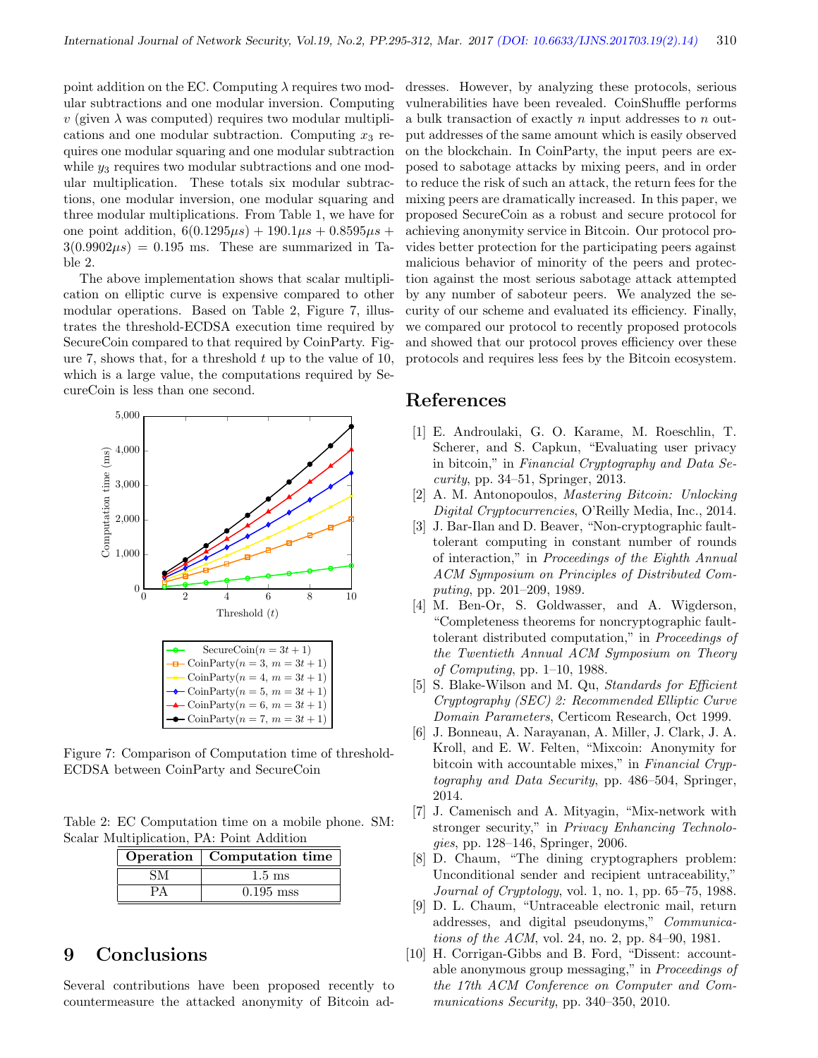point addition on the EC. Computing $\lambda$ requires two modular subtractions and one modular inversion. Computing $v$ (given $\lambda$ was computed) requires two modular multiplications and one modular subtraction. Computing $x_3$ requires one modular squaring and one modular subtraction while $y_3$ requires two modular subtractions and one modular multiplication. These totals six modular subtractions, one modular inversion, one modular squaring and three modular multiplications. From Table 1, we have for one point addition, $6(0.1295\mu s) + 190.1\mu s + 0.8595\mu s + 3(0.9902\mu s) = 0.195$ ms. These are summarized in Table 2.

The above implementation shows that scalar multiplication on elliptic curve is expensive compared to other modular operations. Based on Table 2, Figure 7, illustrates the threshold-ECDSA execution time required by SecureCoin compared to that required by CoinParty. Figure 7, shows that, for a threshold $t$ up to the value of 10, which is a large value, the computations required by SecureCoin is less than one second.

Figure 7: Comparison of Computation time of threshold-ECDSA between CoinParty and SecureCoin

Table 2: EC Computation time on a mobile phone. SM: Scalar Multiplication, PA: Point Addition

| Operation | Computation time |
|---|---|
| SM | 1.5 ms |
| PA | 0.195 mss |

# 9 Conclusions

Several contributions have been proposed recently to countermeasure the attacked anonymity of Bitcoin addresses. However, by analyzing these protocols, serious vulnerabilities have been revealed. CoinShuffle performs a bulk transaction of exactly $n$ input addresses to $n$ output addresses of the same amount which is easily observed on the blockchain. In CoinParty, the input peers are exposed to sabotage attacks by mixing peers, and in order to reduce the risk of such an attack, the return fees for the mixing peers are dramatically increased. In this paper, we proposed SecureCoin as a robust and secure protocol for achieving anonymity service in Bitcoin. Our protocol provides better protection for the participating peers against malicious behavior of minority of the peers and protection against the most serious sabotage attack attempted by any number of saboteur peers. We analyzed the security of our scheme and evaluated its efficiency. Finally, we compared our protocol to recently proposed protocols and showed that our protocol proves efficiency over these protocols and requires less fees by the Bitcoin ecosystem.

# References

[1] E. Androulaki, G. O. Karame, M. Roeschlin, T. Scherer, and S. Capkun, "Evaluating user privacy in bitcoin," in *Financial Cryptography and Data Security*, pp. 34–51, Springer, 2013.

[2] A. M. Antonopoulos, *Mastering Bitcoin: Unlocking Digital Cryptocurrencies*, O'Reilly Media, Inc., 2014.

[3] J. Bar-Ilan and D. Beaver, "Non-cryptographic fault-tolerant computing in constant number of rounds of interaction," in *Proceedings of the Eighth Annual ACM Symposium on Principles of Distributed Computing*, pp. 201–209, 1989.

[4] M. Ben-Or, S. Goldwasser, and A. Wigderson, "Completeness theorems for noncryptographic fault-tolerant distributed computation," in *Proceedings of the Twentieth Annual ACM Symposium on Theory of Computing*, pp. 1–10, 1988.

[5] S. Blake-Wilson and M. Qu, *Standards for Efficient Cryptography (SEC) 2: Recommended Elliptic Curve Domain Parameters*, Certicom Research, Oct 1999.

[6] J. Bonneau, A. Narayanan, A. Miller, J. Clark, J. A. Kroll, and E. W. Felten, "Mixcoin: Anonymity for bitcoin with accountable mixes," in *Financial Cryptography and Data Security*, pp. 486–504, Springer, 2014.

[7] J. Camenisch and A. Mityagin, "Mix-network with stronger security," in *Privacy Enhancing Technologies*, pp. 128–146, Springer, 2006.

[8] D. Chaum, "The dining cryptographers problem: Unconditional sender and recipient untraceability," *Journal of Cryptology*, vol. 1, no. 1, pp. 65–75, 1988.

[9] D. L. Chaum, "Untraceable electronic mail, return addresses, and digital pseudonyms," *Communications of the ACM*, vol. 24, no. 2, pp. 84–90, 1981.

[10] H. Corrigan-Gibbs and B. Ford, "Dissent: accountable anonymous group messaging," in *Proceedings of the 17th ACM Conference on Computer and Communications Security*, pp. 340–350, 2010.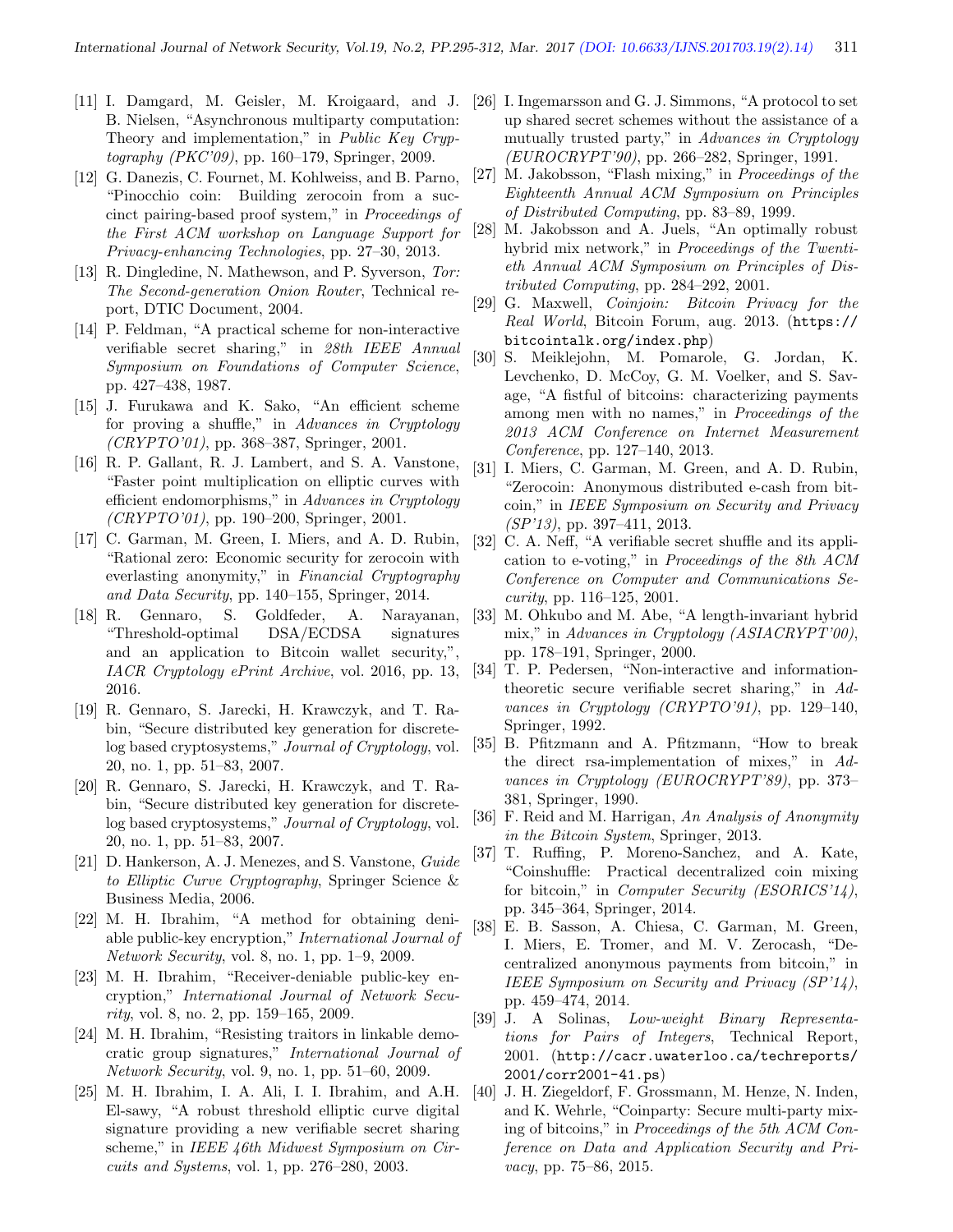[11] I. Damgard, M. Geisler, M. Kroigaard, and J. B. Nielsen, "Asynchronous multiparty computation: Theory and implementation," in *Public Key Cryptography (PKC'09)*, pp. 160–179, Springer, 2009.

[12] G. Danezis, C. Fournet, M. Kohlweiss, and B. Parno, "Pinocchio coin: Building zerocoin from a succinct pairing-based proof system," in *Proceedings of the First ACM workshop on Language Support for Privacy-enhancing Technologies*, pp. 27–30, 2013.

[13] R. Dingledine, N. Mathewson, and P. Syverson, *Tor: The Second-generation Onion Router*, Technical report, DTIC Document, 2004.

[14] P. Feldman, "A practical scheme for non-interactive verifiable secret sharing," in *28th IEEE Annual Symposium on Foundations of Computer Science*, pp. 427–438, 1987.

[15] J. Furukawa and K. Sako, "An efficient scheme for proving a shuffle," in *Advances in Cryptology (CRYPTO'01)*, pp. 368–387, Springer, 2001.

[16] R. P. Gallant, R. J. Lambert, and S. A. Vanstone, "Faster point multiplication on elliptic curves with efficient endomorphisms," in *Advances in Cryptology (CRYPTO'01)*, pp. 190–200, Springer, 2001.

[17] C. Garman, M. Green, I. Miers, and A. D. Rubin, "Rational zero: Economic security for zerocoin with everlasting anonymity," in *Financial Cryptography and Data Security*, pp. 140–155, Springer, 2014.

[18] R. Gennaro, S. Goldfeder, A. Narayanan, "Threshold-optimal DSA/ECDSA signatures and an application to Bitcoin wallet security,", *IACR Cryptology ePrint Archive*, vol. 2016, pp. 13, 2016.

[19] R. Gennaro, S. Jarecki, H. Krawczyk, and T. Rabin, "Secure distributed key generation for discrete-log based cryptosystems," *Journal of Cryptology*, vol. 20, no. 1, pp. 51–83, 2007.

[20] R. Gennaro, S. Jarecki, H. Krawczyk, and T. Rabin, "Secure distributed key generation for discrete-log based cryptosystems," *Journal of Cryptology*, vol. 20, no. 1, pp. 51–83, 2007.

[21] D. Hankerson, A. J. Menezes, and S. Vanstone, *Guide to Elliptic Curve Cryptography*, Springer Science & Business Media, 2006.

[22] M. H. Ibrahim, "A method for obtaining deniable public-key encryption," *International Journal of Network Security*, vol. 8, no. 1, pp. 1–9, 2009.

[23] M. H. Ibrahim, "Receiver-deniable public-key encryption," *International Journal of Network Security*, vol. 8, no. 2, pp. 159–165, 2009.

[24] M. H. Ibrahim, "Resisting traitors in linkable democratic group signatures," *International Journal of Network Security*, vol. 9, no. 1, pp. 51–60, 2009.

[25] M. H. Ibrahim, I. A. Ali, I. I. Ibrahim, and A.H. El-sawy, "A robust threshold elliptic curve digital signature providing a new verifiable secret sharing scheme," in *IEEE 46th Midwest Symposium on Circuits and Systems*, vol. 1, pp. 276–280, 2003.

[26] I. Ingemarsson and G. J. Simmons, "A protocol to set up shared secret schemes without the assistance of a mutually trusted party," in *Advances in Cryptology (EUROCRYPT'90)*, pp. 266–282, Springer, 1991.

[27] M. Jakobsson, "Flash mixing," in *Proceedings of the Eighteenth Annual ACM Symposium on Principles of Distributed Computing*, pp. 83–89, 1999.

[28] M. Jakobsson and A. Juels, "An optimally robust hybrid mix network," in *Proceedings of the Twentieth Annual ACM Symposium on Principles of Distributed Computing*, pp. 284–292, 2001.

[29] G. Maxwell, *Coinjoin: Bitcoin Privacy for the Real World*, Bitcoin Forum, aug. 2013. (https://bitcointalk.org/index.php)

[30] S. Meiklejohn, M. Pomarole, G. Jordan, K. Levchenko, D. McCoy, G. M. Voelker, and S. Savage, "A fistful of bitcoins: characterizing payments among men with no names," in *Proceedings of the 2013 ACM Conference on Internet Measurement Conference*, pp. 127–140, 2013.

[31] I. Miers, C. Garman, M. Green, and A. D. Rubin, "Zerocoin: Anonymous distributed e-cash from bitcoin," in *IEEE Symposium on Security and Privacy (SP'13)*, pp. 397–411, 2013.

[32] C. A. Neff, "A verifiable secret shuffle and its application to e-voting," in *Proceedings of the 8th ACM Conference on Computer and Communications Security*, pp. 116–125, 2001.

[33] M. Ohkubo and M. Abe, "A length-invariant hybrid mix," in *Advances in Cryptology (ASIACRYPT'00)*, pp. 178–191, Springer, 2000.

[34] T. P. Pedersen, "Non-interactive and information-theoretic secure verifiable secret sharing," in *Advances in Cryptology (CRYPTO'91)*, pp. 129–140, Springer, 1992.

[35] B. Pfitzmann and A. Pfitzmann, "How to break the direct rsa-implementation of mixes," in *Advances in Cryptology (EUROCRYPT'89)*, pp. 373–381, Springer, 1990.

[36] F. Reid and M. Harrigan, *An Analysis of Anonymity in the Bitcoin System*, Springer, 2013.

[37] T. Ruffing, P. Moreno-Sanchez, and A. Kate, "Coinshuffle: Practical decentralized coin mixing for bitcoin," in *Computer Security (ESORICS'14)*, pp. 345–364, Springer, 2014.

[38] E. B. Sasson, A. Chiesa, C. Garman, M. Green, I. Miers, E. Tromer, and M. V. Zerocash, "Decentralized anonymous payments from bitcoin," in *IEEE Symposium on Security and Privacy (SP'14)*, pp. 459–474, 2014.

[39] J. A Solinas, *Low-weight Binary Representations for Pairs of Integers*, Technical Report, 2001. (http://cacr.uwaterloo.ca/techreports/2001/corr2001-41.ps)

[40] J. H. Ziegeldorf, F. Grossmann, M. Henze, N. Inden, and K. Wehrle, "Coinparty: Secure multi-party mixing of bitcoins," in *Proceedings of the 5th ACM Conference on Data and Application Security and Privacy*, pp. 75–86, 2015.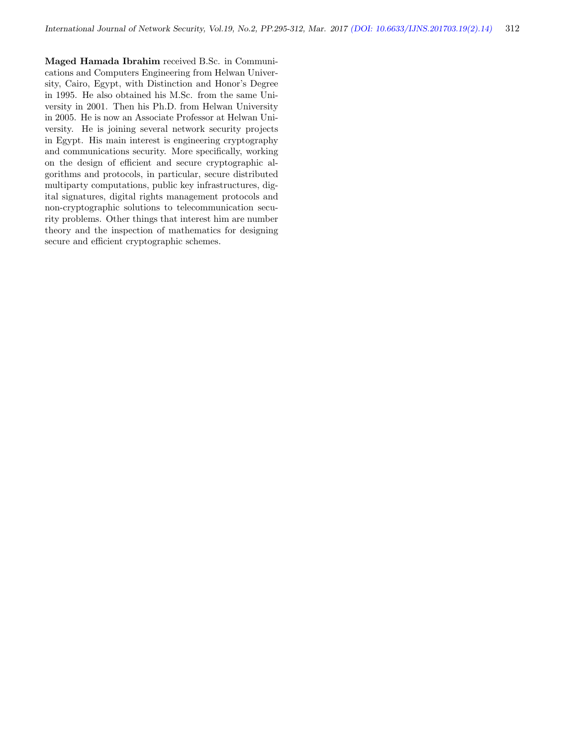**Maged Hamada Ibrahim** received B.Sc. in Communications and Computers Engineering from Helwan University, Cairo, Egypt, with Distinction and Honor's Degree in 1995. He also obtained his M.Sc. from the same University in 2001. Then his Ph.D. from Helwan University in 2005. He is now an Associate Professor at Helwan University. He is joining several network security projects in Egypt. His main interest is engineering cryptography and communications security. More specifically, working on the design of efficient and secure cryptographic algorithms and protocols, in particular, secure distributed multiparty computations, public key infrastructures, digital signatures, digital rights management protocols and non-cryptographic solutions to telecommunication security problems. Other things that interest him are number theory and the inspection of mathematics for designing secure and efficient cryptographic schemes.